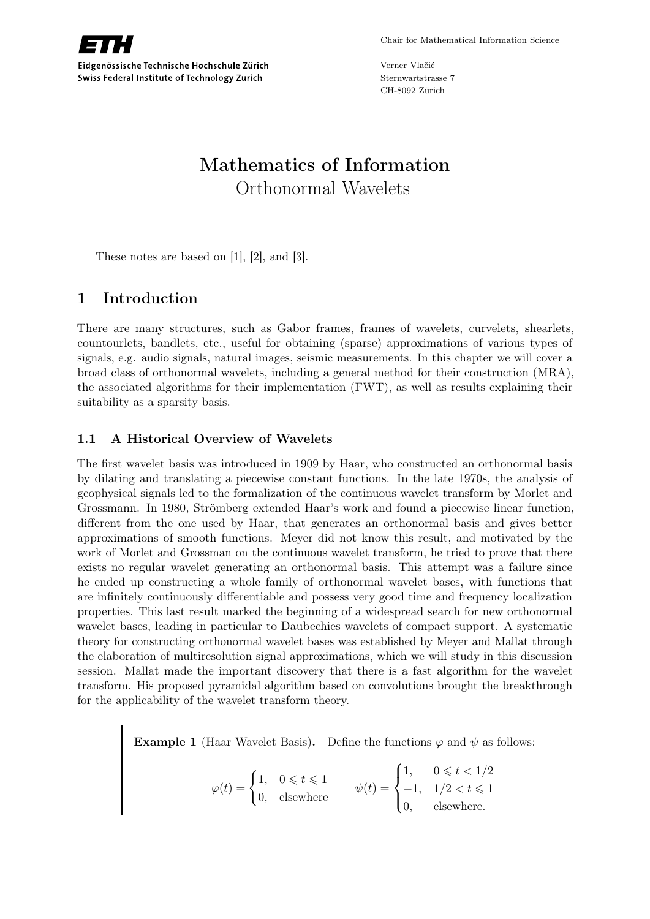Chair for Mathematical Information Science

Eidgenössische Technische Hochschule Zürich
Swiss Federal Institute of Technology Zurich

Verner Vlačić
Sternwartstrasse 7
CH-8092 Zürich

# Mathematics of Information
## Orthonormal Wavelets

These notes are based on [1], [2], and [3].

## 1 Introduction

There are many structures, such as Gabor frames, frames of wavelets, curvelets, shearlets, countourlets, bandlets, etc., useful for obtaining (sparse) approximations of various types of signals, e.g. audio signals, natural images, seismic measurements. In this chapter we will cover a broad class of orthonormal wavelets, including a general method for their construction (MRA), the associated algorithms for their implementation (FWT), as well as results explaining their suitability as a sparsity basis.

### 1.1 A Historical Overview of Wavelets

The first wavelet basis was introduced in 1909 by Haar, who constructed an orthonormal basis by dilating and translating a piecewise constant functions. In the late 1970s, the analysis of geophysical signals led to the formalization of the continuous wavelet transform by Morlet and Grossmann. In 1980, Strömberg extended Haar's work and found a piecewise linear function, different from the one used by Haar, that generates an orthonormal basis and gives better approximations of smooth functions. Meyer did not know this result, and motivated by the work of Morlet and Grossman on the continuous wavelet transform, he tried to prove that there exists no regular wavelet generating an orthonormal basis. This attempt was a failure since he ended up constructing a whole family of orthonormal wavelet bases, with functions that are infinitely continuously differentiable and possess very good time and frequency localization properties. This last result marked the beginning of a widespread search for new orthonormal wavelet bases, leading in particular to Daubechies wavelets of compact support. A systematic theory for constructing orthonormal wavelet bases was established by Meyer and Mallat through the elaboration of multiresolution signal approximations, which we will study in this discussion session. Mallat made the important discovery that there is a fast algorithm for the wavelet transform. His proposed pyramidal algorithm based on convolutions brought the breakthrough for the applicability of the wavelet transform theory.

**Example 1** (Haar Wavelet Basis)**.** Define the functions $\varphi$ and $\psi$ as follows:

$$\varphi(t) = \begin{cases} 1, & 0 \leqslant t \leqslant 1 \\ 0, & \text{elsewhere} \end{cases} \qquad \psi(t) = \begin{cases} 1, & 0 \leqslant t < 1/2 \\ -1, & 1/2 < t \leqslant 1 \\ 0, & \text{elsewhere.} \end{cases}$$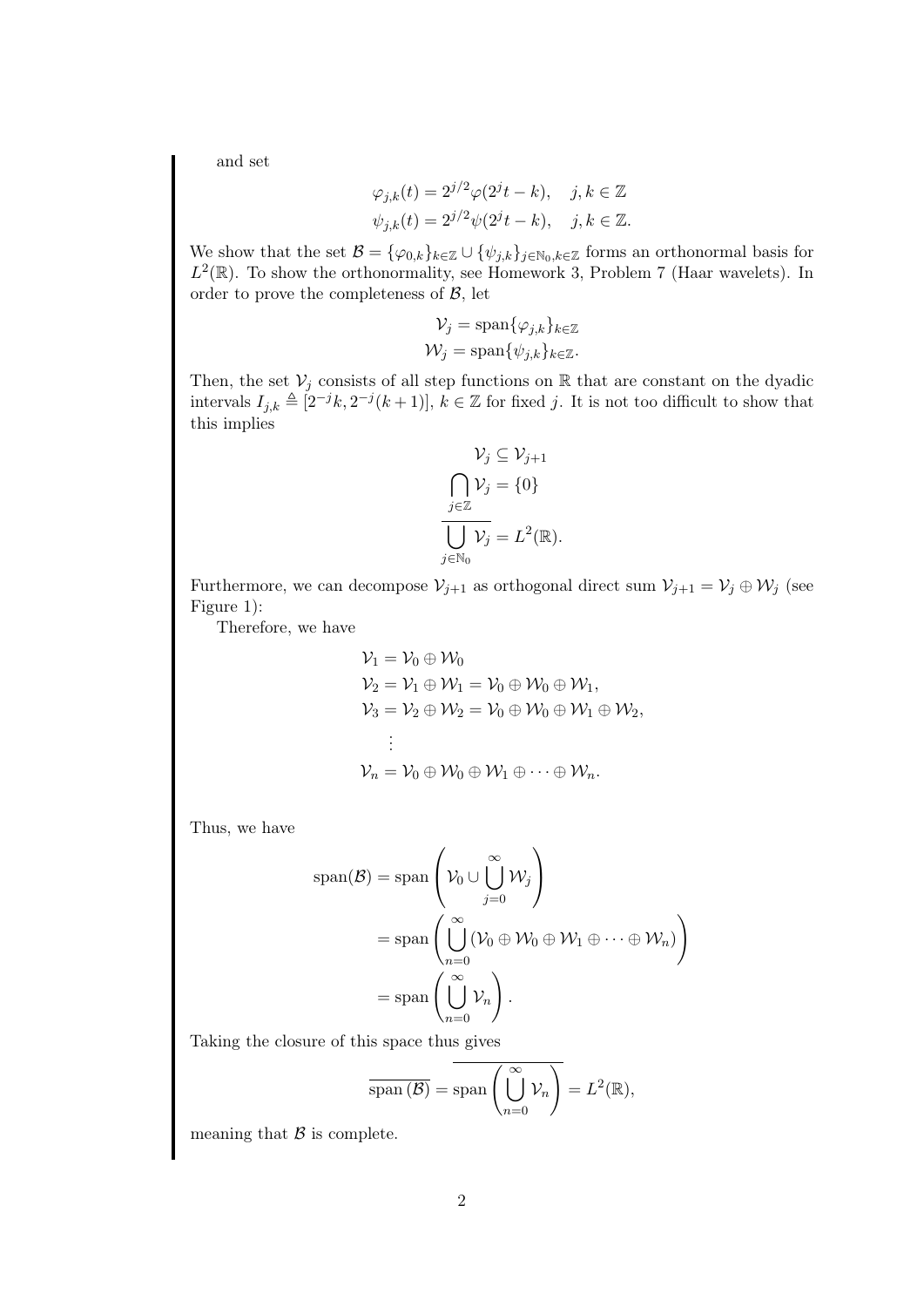and set

$$
\begin{aligned}
\varphi_{j,k}(t) &= 2^{j/2}\varphi(2^j t - k), \quad j,k \in \mathbb{Z} \\
\psi_{j,k}(t) &= 2^{j/2}\psi(2^j t - k), \quad j,k \in \mathbb{Z}.
\end{aligned}
$$

We show that the set $\mathcal{B} = \{\varphi_{0,k}\}_{k\in\mathbb{Z}} \cup \{\psi_{j,k}\}_{j\in\mathbb{N}_0, k\in\mathbb{Z}}$ forms an orthonormal basis for $L^2(\mathbb{R})$. To show the orthonormality, see Homework 3, Problem 7 (Haar wavelets). In order to prove the completeness of $\mathcal{B}$, let

$$
\begin{aligned}
\mathcal{V}_j &= \operatorname{span}\{\varphi_{j,k}\}_{k\in\mathbb{Z}} \\
\mathcal{W}_j &= \operatorname{span}\{\psi_{j,k}\}_{k\in\mathbb{Z}}.
\end{aligned}
$$

Then, the set $\mathcal{V}_j$ consists of all step functions on $\mathbb{R}$ that are constant on the dyadic intervals $I_{j,k} \triangleq [2^{-j}k, 2^{-j}(k+1)]$, $k \in \mathbb{Z}$ for fixed $j$. It is not too difficult to show that this implies

$$
\begin{aligned}
\mathcal{V}_j &\subseteq \mathcal{V}_{j+1} \\
\bigcap_{j\in\mathbb{Z}} \mathcal{V}_j &= \{0\} \\
\overline{\bigcup_{j\in\mathbb{N}_0} \mathcal{V}_j} &= L^2(\mathbb{R}).
\end{aligned}
$$

Furthermore, we can decompose $\mathcal{V}_{j+1}$ as orthogonal direct sum $\mathcal{V}_{j+1} = \mathcal{V}_j \oplus \mathcal{W}_j$ (see Figure 1):

Therefore, we have

$$
\begin{aligned}
\mathcal{V}_1 &= \mathcal{V}_0 \oplus \mathcal{W}_0 \\
\mathcal{V}_2 &= \mathcal{V}_1 \oplus \mathcal{W}_1 = \mathcal{V}_0 \oplus \mathcal{W}_0 \oplus \mathcal{W}_1, \\
\mathcal{V}_3 &= \mathcal{V}_2 \oplus \mathcal{W}_2 = \mathcal{V}_0 \oplus \mathcal{W}_0 \oplus \mathcal{W}_1 \oplus \mathcal{W}_2, \\
&\vdots \\
\mathcal{V}_n &= \mathcal{V}_0 \oplus \mathcal{W}_0 \oplus \mathcal{W}_1 \oplus \cdots \oplus \mathcal{W}_n.
\end{aligned}
$$

Thus, we have

$$
\begin{aligned}
\operatorname{span}(\mathcal{B}) &= \operatorname{span}\left(\mathcal{V}_0 \cup \bigcup_{j=0}^{\infty} \mathcal{W}_j\right) \\
&= \operatorname{span}\left(\bigcup_{n=0}^{\infty} (\mathcal{V}_0 \oplus \mathcal{W}_0 \oplus \mathcal{W}_1 \oplus \cdots \oplus \mathcal{W}_n)\right) \\
&= \operatorname{span}\left(\bigcup_{n=0}^{\infty} \mathcal{V}_n\right).
\end{aligned}
$$

Taking the closure of this space thus gives

$$
\overline{\operatorname{span}(\mathcal{B})} = \overline{\operatorname{span}\left(\bigcup_{n=0}^{\infty} \mathcal{V}_n\right)} = L^2(\mathbb{R}),
$$

meaning that $\mathcal{B}$ is complete.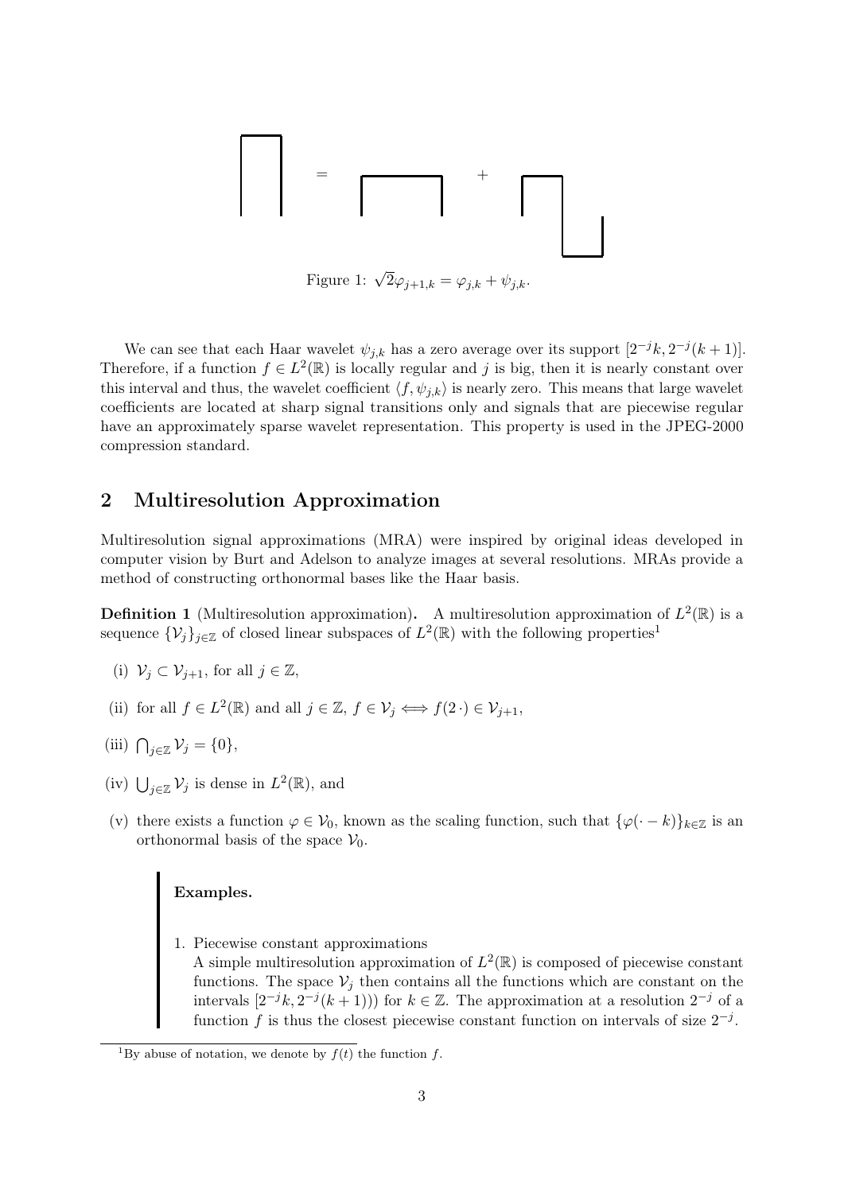Figure 1: $\sqrt{2}\varphi_{j+1,k} = \varphi_{j,k} + \psi_{j,k}$.

We can see that each Haar wavelet $\psi_{j,k}$ has a zero average over its support $[2^{-j}k, 2^{-j}(k+1)]$. Therefore, if a function $f \in L^2(\mathbb{R})$ is locally regular and $j$ is big, then it is nearly constant over this interval and thus, the wavelet coefficient $\langle f, \psi_{j,k}\rangle$ is nearly zero. This means that large wavelet coefficients are located at sharp signal transitions only and signals that are piecewise regular have an approximately sparse wavelet representation. This property is used in the JPEG-2000 compression standard.

## 2 Multiresolution Approximation

Multiresolution signal approximations (MRA) were inspired by original ideas developed in computer vision by Burt and Adelson to analyze images at several resolutions. MRAs provide a method of constructing orthonormal bases like the Haar basis.

**Definition 1** (Multiresolution approximation). A multiresolution approximation of $L^2(\mathbb{R})$ is a sequence $\{\mathcal{V}_j\}_{j\in\mathbb{Z}}$ of closed linear subspaces of $L^2(\mathbb{R})$ with the following properties[1]

(i) $\mathcal{V}_j \subset \mathcal{V}_{j+1}$, for all $j \in \mathbb{Z}$,

(ii) for all $f \in L^2(\mathbb{R})$ and all $j \in \mathbb{Z}$, $f \in \mathcal{V}_j \iff f(2\,\cdot) \in \mathcal{V}_{j+1}$,

(iii) $\bigcap_{j\in\mathbb{Z}} \mathcal{V}_j = \{0\}$,

(iv) $\bigcup_{j\in\mathbb{Z}} \mathcal{V}_j$ is dense in $L^2(\mathbb{R})$, and

(v) there exists a function $\varphi \in \mathcal{V}_0$, known as the scaling function, such that $\{\varphi(\cdot - k)\}_{k\in\mathbb{Z}}$ is an orthonormal basis of the space $\mathcal{V}_0$.

**Examples.**

1. Piecewise constant approximations
   A simple multiresolution approximation of $L^2(\mathbb{R})$ is composed of piecewise constant functions. The space $\mathcal{V}_j$ then contains all the functions which are constant on the intervals $[2^{-j}k, 2^{-j}(k+1))$ for $k \in \mathbb{Z}$. The approximation at a resolution $2^{-j}$ of a function $f$ is thus the closest piecewise constant function on intervals of size $2^{-j}$.

[1] By abuse of notation, we denote by $f(t)$ the function $f$.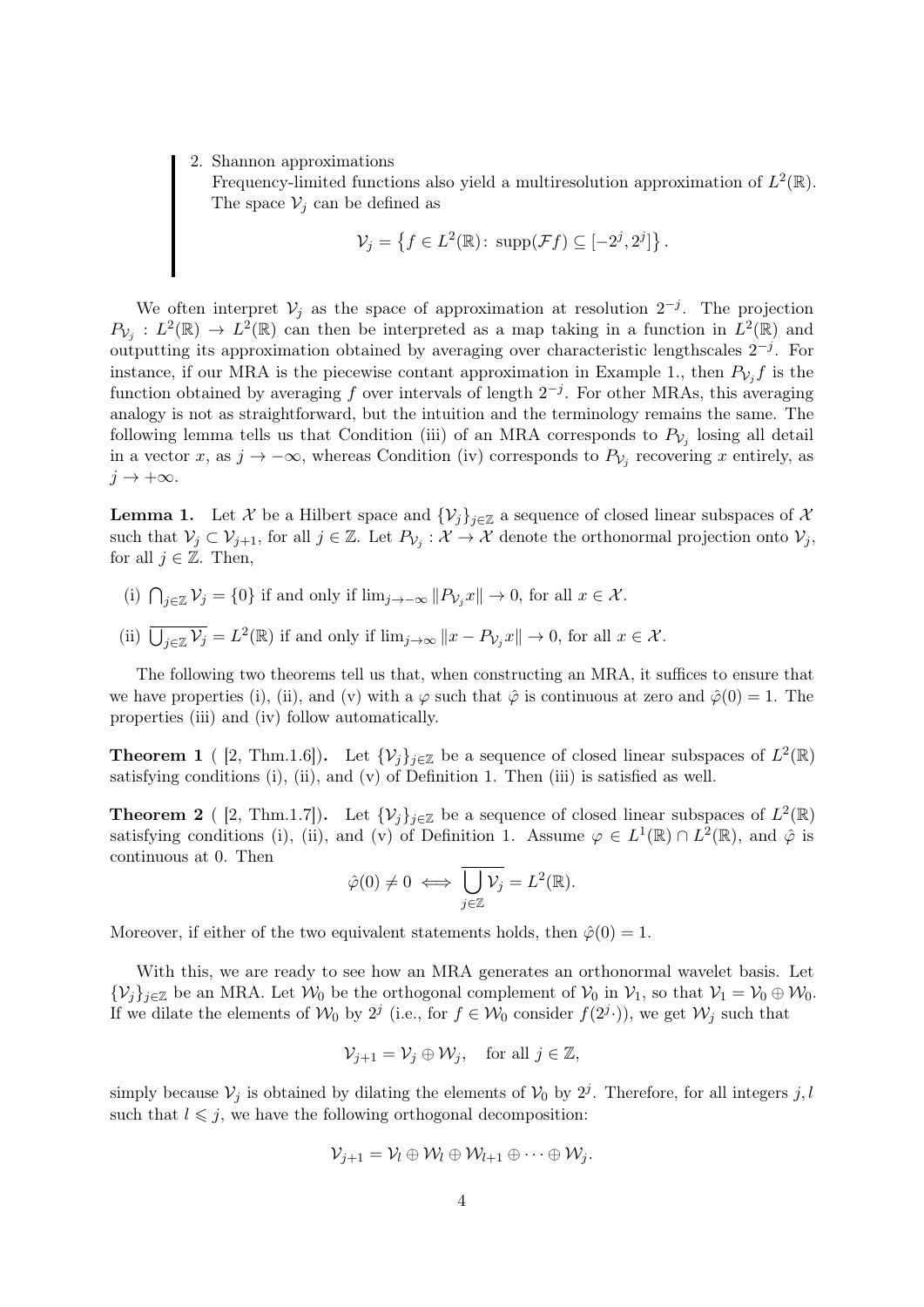2. Shannon approximations

   Frequency-limited functions also yield a multiresolution approximation of $L^2(\mathbb{R})$. The space $\mathcal{V}_j$ can be defined as

$$\mathcal{V}_j = \left\{ f \in L^2(\mathbb{R}) \colon \operatorname{supp}(\mathcal{F}f) \subseteq [-2^j, 2^j] \right\}.$$

We often interpret $\mathcal{V}_j$ as the space of approximation at resolution $2^{-j}$. The projection $P_{\mathcal{V}_j} : L^2(\mathbb{R}) \to L^2(\mathbb{R})$ can then be interpreted as a map taking in a function in $L^2(\mathbb{R})$ and outputting its approximation obtained by averaging over characteristic lengthscales $2^{-j}$. For instance, if our MRA is the piecewise contant approximation in Example 1., then $P_{\mathcal{V}_j} f$ is the function obtained by averaging $f$ over intervals of length $2^{-j}$. For other MRAs, this averaging analogy is not as straightforward, but the intuition and the terminology remains the same. The following lemma tells us that Condition (iii) of an MRA corresponds to $P_{\mathcal{V}_j}$ losing all detail in a vector $x$, as $j \to -\infty$, whereas Condition (iv) corresponds to $P_{\mathcal{V}_j}$ recovering $x$ entirely, as $j \to +\infty$.

**Lemma 1.** Let $\mathcal{X}$ be a Hilbert space and $\{\mathcal{V}_j\}_{j\in\mathbb{Z}}$ a sequence of closed linear subspaces of $\mathcal{X}$ such that $\mathcal{V}_j \subset \mathcal{V}_{j+1}$, for all $j \in \mathbb{Z}$. Let $P_{\mathcal{V}_j} : \mathcal{X} \to \mathcal{X}$ denote the orthonormal projection onto $\mathcal{V}_j$, for all $j \in \mathbb{Z}$. Then,

(i) $\bigcap_{j\in\mathbb{Z}} \mathcal{V}_j = \{0\}$ if and only if $\lim_{j\to-\infty} \|P_{\mathcal{V}_j} x\| \to 0$, for all $x \in \mathcal{X}$.

(ii) $\overline{\bigcup_{j\in\mathbb{Z}} \mathcal{V}_j} = L^2(\mathbb{R})$ if and only if $\lim_{j\to\infty} \|x - P_{\mathcal{V}_j} x\| \to 0$, for all $x \in \mathcal{X}$.

The following two theorems tell us that, when constructing an MRA, it suffices to ensure that we have properties (i), (ii), and (v) with a $\varphi$ such that $\hat{\varphi}$ is continuous at zero and $\hat{\varphi}(0) = 1$. The properties (iii) and (iv) follow automatically.

**Theorem 1** ( [2, Thm.1.6]). Let $\{\mathcal{V}_j\}_{j\in\mathbb{Z}}$ be a sequence of closed linear subspaces of $L^2(\mathbb{R})$ satisfying conditions (i), (ii), and (v) of Definition 1. Then (iii) is satisfied as well.

**Theorem 2** ( [2, Thm.1.7]). Let $\{\mathcal{V}_j\}_{j\in\mathbb{Z}}$ be a sequence of closed linear subspaces of $L^2(\mathbb{R})$ satisfying conditions (i), (ii), and (v) of Definition 1. Assume $\varphi \in L^1(\mathbb{R}) \cap L^2(\mathbb{R})$, and $\hat{\varphi}$ is continuous at 0. Then

$$\hat{\varphi}(0) \neq 0 \iff \overline{\bigcup_{j\in\mathbb{Z}} \mathcal{V}_j} = L^2(\mathbb{R}).$$

Moreover, if either of the two equivalent statements holds, then $\hat{\varphi}(0) = 1$.

With this, we are ready to see how an MRA generates an orthonormal wavelet basis. Let $\{\mathcal{V}_j\}_{j\in\mathbb{Z}}$ be an MRA. Let $\mathcal{W}_0$ be the orthogonal complement of $\mathcal{V}_0$ in $\mathcal{V}_1$, so that $\mathcal{V}_1 = \mathcal{V}_0 \oplus \mathcal{W}_0$. If we dilate the elements of $\mathcal{W}_0$ by $2^j$ (i.e., for $f \in \mathcal{W}_0$ consider $f(2^j\cdot)$), we get $\mathcal{W}_j$ such that

$$\mathcal{V}_{j+1} = \mathcal{V}_j \oplus \mathcal{W}_j, \quad \text{for all } j \in \mathbb{Z},$$

simply because $\mathcal{V}_j$ is obtained by dilating the elements of $\mathcal{V}_0$ by $2^j$. Therefore, for all integers $j, l$ such that $l \leqslant j$, we have the following orthogonal decomposition:

$$\mathcal{V}_{j+1} = \mathcal{V}_l \oplus \mathcal{W}_l \oplus \mathcal{W}_{l+1} \oplus \cdots \oplus \mathcal{W}_j.$$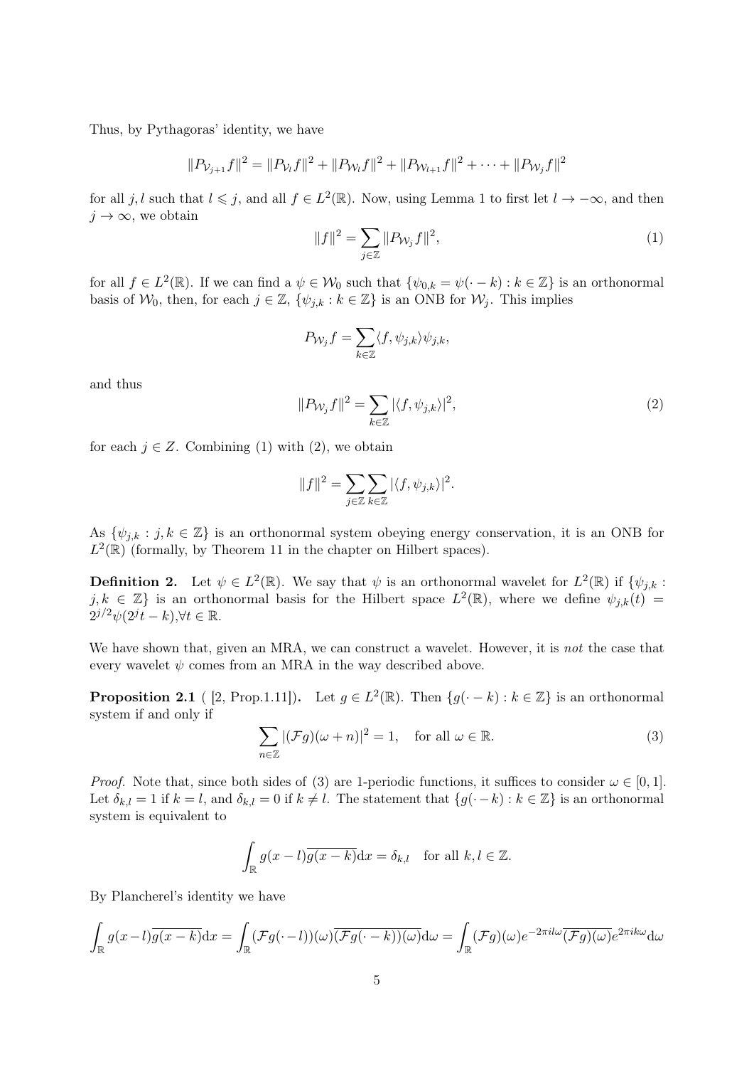Thus, by Pythagoras' identity, we have

$$\|P_{\mathcal{V}_{j+1}}f\|^2 = \|P_{\mathcal{V}_l}f\|^2 + \|P_{\mathcal{W}_l}f\|^2 + \|P_{\mathcal{W}_{l+1}}f\|^2 + \cdots + \|P_{\mathcal{W}_j}f\|^2$$

for all $j, l$ such that $l \leqslant j$, and all $f \in L^2(\mathbb{R})$. Now, using Lemma 1 to first let $l \to -\infty$, and then $j \to \infty$, we obtain

$$\|f\|^2 = \sum_{j\in\mathbb{Z}} \|P_{\mathcal{W}_j}f\|^2, \tag{1}$$

for all $f \in L^2(\mathbb{R})$. If we can find a $\psi \in \mathcal{W}_0$ such that $\{\psi_{0,k} = \psi(\cdot - k) : k \in \mathbb{Z}\}$ is an orthonormal basis of $\mathcal{W}_0$, then, for each $j \in \mathbb{Z}$, $\{\psi_{j,k} : k \in \mathbb{Z}\}$ is an ONB for $\mathcal{W}_j$. This implies

$$P_{\mathcal{W}_j}f = \sum_{k\in\mathbb{Z}} \langle f, \psi_{j,k}\rangle \psi_{j,k},$$

and thus

$$\|P_{\mathcal{W}_j}f\|^2 = \sum_{k\in\mathbb{Z}} |\langle f, \psi_{j,k}\rangle|^2, \tag{2}$$

for each $j \in Z$. Combining (1) with (2), we obtain

$$\|f\|^2 = \sum_{j\in\mathbb{Z}}\sum_{k\in\mathbb{Z}} |\langle f, \psi_{j,k}\rangle|^2.$$

As $\{\psi_{j,k} : j, k \in \mathbb{Z}\}$ is an orthonormal system obeying energy conservation, it is an ONB for $L^2(\mathbb{R})$ (formally, by Theorem 11 in the chapter on Hilbert spaces).

**Definition 2.** Let $\psi \in L^2(\mathbb{R})$. We say that $\psi$ is an orthonormal wavelet for $L^2(\mathbb{R})$ if $\{\psi_{j,k} : j, k \in \mathbb{Z}\}$ is an orthonormal basis for the Hilbert space $L^2(\mathbb{R})$, where we define $\psi_{j,k}(t) = 2^{j/2}\psi(2^j t - k), \forall t \in \mathbb{R}$.

We have shown that, given an MRA, we can construct a wavelet. However, it is *not* the case that every wavelet $\psi$ comes from an MRA in the way described above.

**Proposition 2.1** ( [2, Prop.1.11]). Let $g \in L^2(\mathbb{R})$. Then $\{g(\cdot - k) : k \in \mathbb{Z}\}$ is an orthonormal system if and only if

$$\sum_{n\in\mathbb{Z}} |(\mathcal{F}g)(\omega + n)|^2 = 1, \quad \text{for all } \omega \in \mathbb{R}. \tag{3}$$

*Proof.* Note that, since both sides of (3) are 1-periodic functions, it suffices to consider $\omega \in [0, 1]$. Let $\delta_{k,l} = 1$ if $k = l$, and $\delta_{k,l} = 0$ if $k \neq l$. The statement that $\{g(\cdot - k) : k \in \mathbb{Z}\}$ is an orthonormal system is equivalent to

$$\int_{\mathbb{R}} g(x - l)\overline{g(x - k)}\mathrm{d}x = \delta_{k,l} \quad \text{for all } k, l \in \mathbb{Z}.$$

By Plancherel's identity we have

$$\int_{\mathbb{R}} g(x-l)\overline{g(x-k)}\mathrm{d}x = \int_{\mathbb{R}} (\mathcal{F}g(\cdot - l))(\omega)\overline{(\mathcal{F}g(\cdot - k))(\omega)}\mathrm{d}\omega = \int_{\mathbb{R}} (\mathcal{F}g)(\omega)e^{-2\pi i l\omega}\overline{(\mathcal{F}g)(\omega)}e^{2\pi i k\omega}\mathrm{d}\omega$$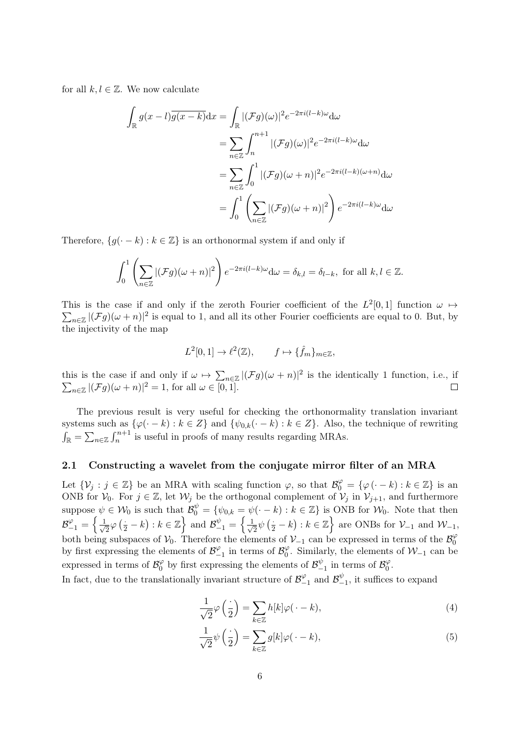for all $k, l \in \mathbb{Z}$. We now calculate

$$\begin{aligned}
\int_{\mathbb{R}} g(x-l)\overline{g(x-k)}\mathrm{d}x &= \int_{\mathbb{R}} |(\mathcal{F}g)(\omega)|^2 e^{-2\pi i(l-k)\omega}\mathrm{d}\omega \\
&= \sum_{n\in\mathbb{Z}} \int_n^{n+1} |(\mathcal{F}g)(\omega)|^2 e^{-2\pi i(l-k)\omega}\mathrm{d}\omega \\
&= \sum_{n\in\mathbb{Z}} \int_0^1 |(\mathcal{F}g)(\omega+n)|^2 e^{-2\pi i(l-k)(\omega+n)}\mathrm{d}\omega \\
&= \int_0^1 \left(\sum_{n\in\mathbb{Z}} |(\mathcal{F}g)(\omega+n)|^2\right) e^{-2\pi i(l-k)\omega}\mathrm{d}\omega
\end{aligned}$$

Therefore, $\{g(\cdot - k) : k \in \mathbb{Z}\}$ is an orthonormal system if and only if

$$\int_0^1 \left(\sum_{n\in\mathbb{Z}} |(\mathcal{F}g)(\omega+n)|^2\right) e^{-2\pi i(l-k)\omega}\mathrm{d}\omega = \delta_{k,l} = \delta_{l-k}, \text{ for all } k, l \in \mathbb{Z}.$$

This is the case if and only if the zeroth Fourier coefficient of the $L^2[0,1]$ function $\omega \mapsto \sum_{n\in\mathbb{Z}} |(\mathcal{F}g)(\omega+n)|^2$ is equal to 1, and all its other Fourier coefficients are equal to 0. But, by the injectivity of the map

$$L^2[0,1] \to \ell^2(\mathbb{Z}), \qquad f \mapsto \{\hat{f}_m\}_{m\in\mathbb{Z}},$$

this is the case if and only if $\omega \mapsto \sum_{n\in\mathbb{Z}} |(\mathcal{F}g)(\omega+n)|^2$ is the identically 1 function, i.e., if $\sum_{n\in\mathbb{Z}} |(\mathcal{F}g)(\omega+n)|^2 = 1$, for all $\omega \in [0,1]$. □

The previous result is very useful for checking the orthonormality translation invariant systems such as $\{\varphi(\cdot - k) : k \in Z\}$ and $\{\psi_{0,k}(\cdot - k) : k \in Z\}$. Also, the technique of rewriting $\int_{\mathbb{R}} = \sum_{n\in\mathbb{Z}} \int_n^{n+1}$ is useful in proofs of many results regarding MRAs.

### 2.1 Constructing a wavelet from the conjugate mirror filter of an MRA

Let $\{\mathcal{V}_j : j \in \mathbb{Z}\}$ be an MRA with scaling function $\varphi$, so that $\mathcal{B}_0^\varphi = \{\varphi(\cdot - k) : k \in \mathbb{Z}\}$ is an ONB for $\mathcal{V}_0$. For $j \in \mathbb{Z}$, let $\mathcal{W}_j$ be the orthogonal complement of $\mathcal{V}_j$ in $\mathcal{V}_{j+1}$, and furthermore suppose $\psi \in \mathcal{W}_0$ is such that $\mathcal{B}_0^\psi = \{\psi_{0,k} = \psi(\cdot - k) : k \in \mathbb{Z}\}$ is ONB for $\mathcal{W}_0$. Note that then $\mathcal{B}_{-1}^\varphi = \left\{\frac{1}{\sqrt{2}}\varphi\left(\frac{\cdot}{2} - k\right) : k \in \mathbb{Z}\right\}$ and $\mathcal{B}_{-1}^\psi = \left\{\frac{1}{\sqrt{2}}\psi\left(\frac{\cdot}{2} - k\right) : k \in \mathbb{Z}\right\}$ are ONBs for $\mathcal{V}_{-1}$ and $\mathcal{W}_{-1}$, both being subspaces of $\mathcal{V}_0$. Therefore the elements of $\mathcal{V}_{-1}$ can be expressed in terms of the $\mathcal{B}_0^\varphi$ by first expressing the elements of $\mathcal{B}_{-1}^\varphi$ in terms of $\mathcal{B}_0^\varphi$. Similarly, the elements of $\mathcal{W}_{-1}$ can be expressed in terms of $\mathcal{B}_0^\varphi$ by first expressing the elements of $\mathcal{B}_{-1}^\psi$ in terms of $\mathcal{B}_0^\varphi$.

In fact, due to the translationally invariant structure of $\mathcal{B}_{-1}^\varphi$ and $\mathcal{B}_{-1}^\psi$, it suffices to expand

$$\frac{1}{\sqrt{2}}\varphi\left(\frac{\cdot}{2}\right) = \sum_{k\in\mathbb{Z}} h[k]\varphi(\cdot - k), \tag{4}$$

$$\frac{1}{\sqrt{2}}\psi\left(\frac{\cdot}{2}\right) = \sum_{k\in\mathbb{Z}} g[k]\varphi(\cdot - k), \tag{5}$$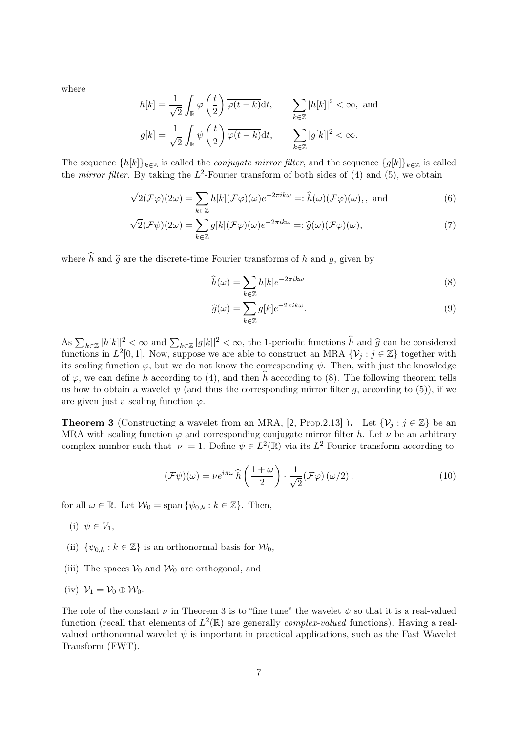where

$$h[k] = \frac{1}{\sqrt{2}} \int_{\mathbb{R}} \varphi\left(\frac{t}{2}\right) \overline{\varphi(t-k)} \mathrm{d}t, \qquad \sum_{k\in\mathbb{Z}} |h[k]|^2 < \infty, \text{ and}$$

$$g[k] = \frac{1}{\sqrt{2}} \int_{\mathbb{R}} \psi\left(\frac{t}{2}\right) \overline{\varphi(t-k)} \mathrm{d}t, \qquad \sum_{k\in\mathbb{Z}} |g[k]|^2 < \infty.$$

The sequence $\{h[k]\}_{k\in\mathbb{Z}}$ is called the *conjugate mirror filter*, and the sequence $\{g[k]\}_{k\in\mathbb{Z}}$ is called the *mirror filter*. By taking the $L^2$-Fourier transform of both sides of (4) and (5), we obtain

$$\sqrt{2}(\mathcal{F}\varphi)(2\omega) = \sum_{k\in\mathbb{Z}} h[k](\mathcal{F}\varphi)(\omega)e^{-2\pi i k\omega} =: \widehat{h}(\omega)(\mathcal{F}\varphi)(\omega), \text{, and} \tag{6}$$

$$\sqrt{2}(\mathcal{F}\psi)(2\omega) = \sum_{k\in\mathbb{Z}} g[k](\mathcal{F}\varphi)(\omega)e^{-2\pi i k\omega} =: \widehat{g}(\omega)(\mathcal{F}\varphi)(\omega), \tag{7}$$

where $\widehat{h}$ and $\widehat{g}$ are the discrete-time Fourier transforms of $h$ and $g$, given by

$$\widehat{h}(\omega) = \sum_{k\in\mathbb{Z}} h[k]e^{-2\pi i k\omega} \tag{8}$$

$$\widehat{g}(\omega) = \sum_{k\in\mathbb{Z}} g[k]e^{-2\pi i k\omega}. \tag{9}$$

As $\sum_{k\in\mathbb{Z}} |h[k]|^2 < \infty$ and $\sum_{k\in\mathbb{Z}} |g[k]|^2 < \infty$, the 1-periodic functions $\widehat{h}$ and $\widehat{g}$ can be considered functions in $L^2[0,1]$. Now, suppose we are able to construct an MRA $\{\mathcal{V}_j : j \in \mathbb{Z}\}$ together with its scaling function $\varphi$, but we do not know the corresponding $\psi$. Then, with just the knowledge of $\varphi$, we can define $h$ according to (4), and then $\widehat{h}$ according to (8). The following theorem tells us how to obtain a wavelet $\psi$ (and thus the corresponding mirror filter $g$, according to (5)), if we are given just a scaling function $\varphi$.

**Theorem 3** (Constructing a wavelet from an MRA, [2, Prop.2.13] )**.** Let $\{\mathcal{V}_j : j \in \mathbb{Z}\}$ be an MRA with scaling function $\varphi$ and corresponding conjugate mirror filter $h$. Let $\nu$ be an arbitrary complex number such that $|\nu| = 1$. Define $\psi \in L^2(\mathbb{R})$ via its $L^2$-Fourier transform according to

$$(\mathcal{F}\psi)(\omega) = \nu e^{i\pi\omega} \overline{\widehat{h}\left(\frac{1+\omega}{2}\right)} \cdot \frac{1}{\sqrt{2}} (\mathcal{F}\varphi)(\omega/2), \tag{10}$$

for all $\omega \in \mathbb{R}$. Let $\mathcal{W}_0 = \overline{\operatorname{span}\{\psi_{0,k} : k \in \mathbb{Z}\}}$. Then,

(i) $\psi \in V_1$,

(ii) $\{\psi_{0,k} : k \in \mathbb{Z}\}$ is an orthonormal basis for $\mathcal{W}_0$,

(iii) The spaces $\mathcal{V}_0$ and $\mathcal{W}_0$ are orthogonal, and

(iv) $\mathcal{V}_1 = \mathcal{V}_0 \oplus \mathcal{W}_0$.

The role of the constant $\nu$ in Theorem 3 is to "fine tune" the wavelet $\psi$ so that it is a real-valued function (recall that elements of $L^2(\mathbb{R})$ are generally *complex-valued* functions). Having a real-valued orthonormal wavelet $\psi$ is important in practical applications, such as the Fast Wavelet Transform (FWT).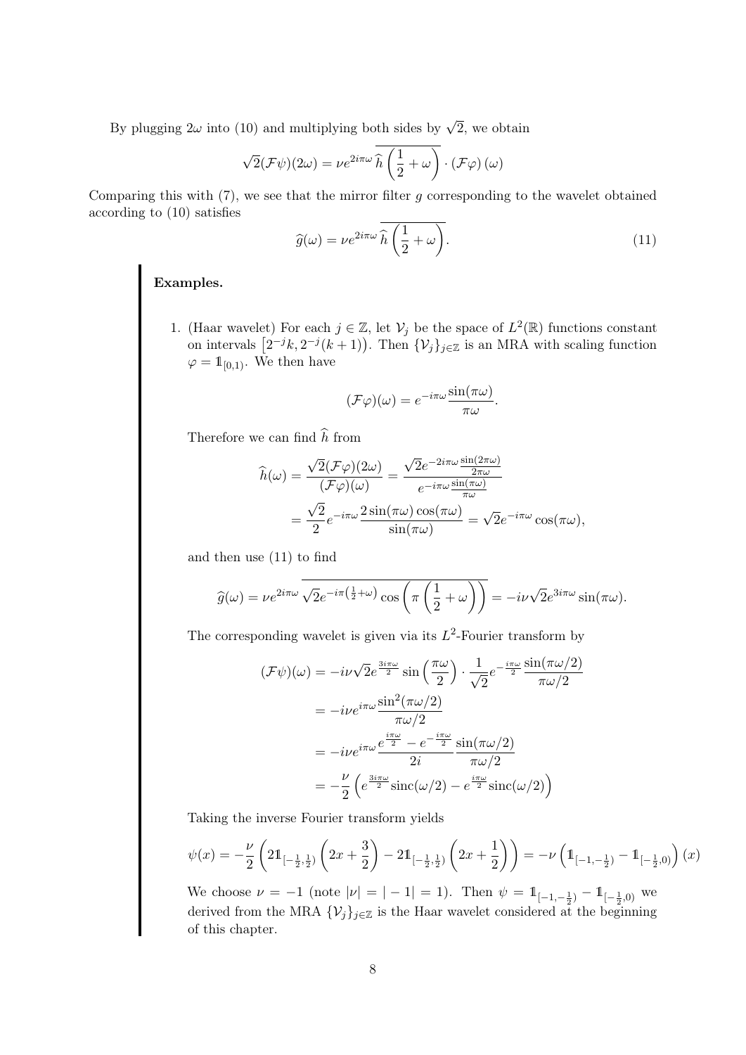By plugging $2\omega$ into (10) and multiplying both sides by $\sqrt{2}$, we obtain

$$\sqrt{2}(\mathcal{F}\psi)(2\omega) = \nu e^{2i\pi\omega}\overline{\widehat{h}\left(\frac{1}{2}+\omega\right)} \cdot (\mathcal{F}\varphi)(\omega)$$

Comparing this with (7), we see that the mirror filter $g$ corresponding to the wavelet obtained according to (10) satisfies

$$\widehat{g}(\omega) = \nu e^{2i\pi\omega}\overline{\widehat{h}\left(\frac{1}{2}+\omega\right)}. \tag{11}$$

**Examples.**

1. (Haar wavelet) For each $j \in \mathbb{Z}$, let $\mathcal{V}_j$ be the space of $L^2(\mathbb{R})$ functions constant on intervals $\left[2^{-j}k, 2^{-j}(k+1)\right)$. Then $\{\mathcal{V}_j\}_{j\in\mathbb{Z}}$ is an MRA with scaling function $\varphi = \mathbb{1}_{[0,1)}$. We then have

$$(\mathcal{F}\varphi)(\omega) = e^{-i\pi\omega}\frac{\sin(\pi\omega)}{\pi\omega}.$$

Therefore we can find $\widehat{h}$ from

$$\begin{aligned}
\widehat{h}(\omega) &= \frac{\sqrt{2}(\mathcal{F}\varphi)(2\omega)}{(\mathcal{F}\varphi)(\omega)} = \frac{\sqrt{2}e^{-2i\pi\omega}\frac{\sin(2\pi\omega)}{2\pi\omega}}{e^{-i\pi\omega}\frac{\sin(\pi\omega)}{\pi\omega}} \\
&= \frac{\sqrt{2}}{2}e^{-i\pi\omega}\frac{2\sin(\pi\omega)\cos(\pi\omega)}{\sin(\pi\omega)} = \sqrt{2}e^{-i\pi\omega}\cos(\pi\omega),
\end{aligned}$$

and then use (11) to find

$$\widehat{g}(\omega) = \nu e^{2i\pi\omega}\overline{\sqrt{2}e^{-i\pi\left(\frac{1}{2}+\omega\right)}\cos\left(\pi\left(\frac{1}{2}+\omega\right)\right)} = -i\nu\sqrt{2}e^{3i\pi\omega}\sin(\pi\omega).$$

The corresponding wavelet is given via its $L^2$-Fourier transform by

$$\begin{aligned}
(\mathcal{F}\psi)(\omega) &= -i\nu\sqrt{2}e^{\frac{3i\pi\omega}{2}}\sin\left(\frac{\pi\omega}{2}\right)\cdot\frac{1}{\sqrt{2}}e^{-\frac{i\pi\omega}{2}}\frac{\sin(\pi\omega/2)}{\pi\omega/2} \\
&= -i\nu e^{i\pi\omega}\frac{\sin^2(\pi\omega/2)}{\pi\omega/2} \\
&= -i\nu e^{i\pi\omega}\frac{e^{\frac{i\pi\omega}{2}} - e^{-\frac{i\pi\omega}{2}}}{2i}\frac{\sin(\pi\omega/2)}{\pi\omega/2} \\
&= -\frac{\nu}{2}\left(e^{\frac{3i\pi\omega}{2}}\mathrm{sinc}(\omega/2) - e^{\frac{i\pi\omega}{2}}\mathrm{sinc}(\omega/2)\right)
\end{aligned}$$

Taking the inverse Fourier transform yields

$$\psi(x) = -\frac{\nu}{2}\left(2\mathbb{1}_{[-\frac{1}{2},\frac{1}{2})}\left(2x+\frac{3}{2}\right) - 2\mathbb{1}_{[-\frac{1}{2},\frac{1}{2})}\left(2x+\frac{1}{2}\right)\right) = -\nu\left(\mathbb{1}_{[-1,-\frac{1}{2})} - \mathbb{1}_{[-\frac{1}{2},0)}\right)(x)$$

We choose $\nu = -1$ (note $|\nu| = |-1| = 1$). Then $\psi = \mathbb{1}_{[-1,-\frac{1}{2})} - \mathbb{1}_{[-\frac{1}{2},0)}$ we derived from the MRA $\{\mathcal{V}_j\}_{j\in\mathbb{Z}}$ is the Haar wavelet considered at the beginning of this chapter.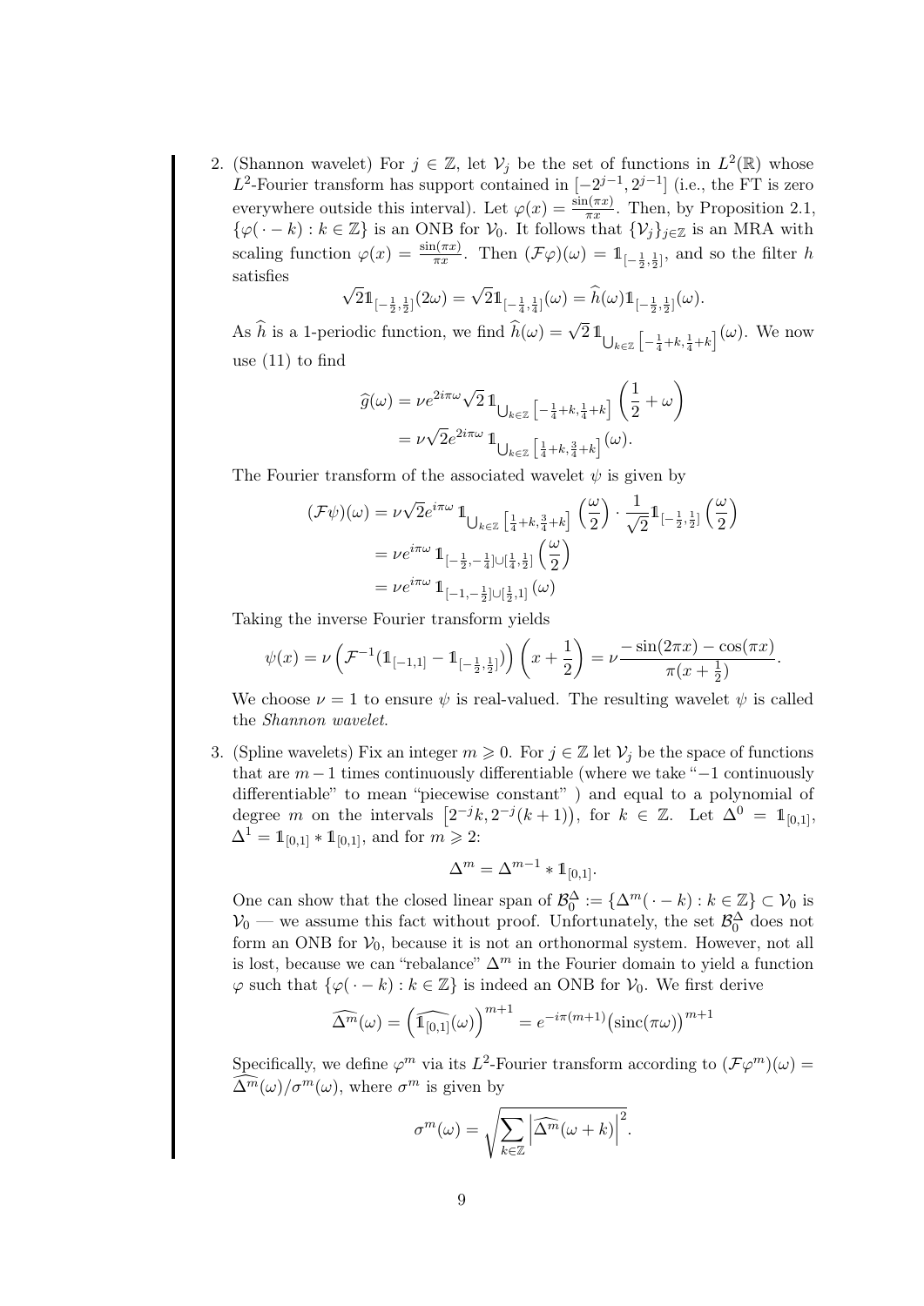2. (Shannon wavelet) For $j \in \mathbb{Z}$, let $\mathcal{V}_j$ be the set of functions in $L^2(\mathbb{R})$ whose $L^2$-Fourier transform has support contained in $[-2^{j-1}, 2^{j-1}]$ (i.e., the FT is zero everywhere outside this interval). Let $\varphi(x) = \frac{\sin(\pi x)}{\pi x}$. Then, by Proposition 2.1, $\{\varphi(\,\cdot - k) : k \in \mathbb{Z}\}$ is an ONB for $\mathcal{V}_0$. It follows that $\{\mathcal{V}_j\}_{j\in\mathbb{Z}}$ is an MRA with scaling function $\varphi(x) = \frac{\sin(\pi x)}{\pi x}$. Then $(\mathcal{F}\varphi)(\omega) = \mathbb{1}_{[-\frac{1}{2},\frac{1}{2}]}$, and so the filter $h$ satisfies

$$\sqrt{2}\mathbb{1}_{[-\frac{1}{2},\frac{1}{2}]}(2\omega) = \sqrt{2}\mathbb{1}_{[-\frac{1}{4},\frac{1}{4}]}(\omega) = \widehat{h}(\omega)\mathbb{1}_{[-\frac{1}{2},\frac{1}{2}]}(\omega).$$

As $\widehat{h}$ is a 1-periodic function, we find $\widehat{h}(\omega) = \sqrt{2}\,\mathbb{1}_{\bigcup_{k\in\mathbb{Z}}\left[-\frac{1}{4}+k,\frac{1}{4}+k\right]}(\omega)$. We now use (11) to find

$$\begin{aligned}\widehat{g}(\omega) &= \nu e^{2i\pi\omega}\sqrt{2}\,\mathbb{1}_{\bigcup_{k\in\mathbb{Z}}\left[-\frac{1}{4}+k,\frac{1}{4}+k\right]}\left(\frac{1}{2}+\omega\right)\\ &= \nu\sqrt{2}e^{2i\pi\omega}\,\mathbb{1}_{\bigcup_{k\in\mathbb{Z}}\left[\frac{1}{4}+k,\frac{3}{4}+k\right]}(\omega).\end{aligned}$$

The Fourier transform of the associated wavelet $\psi$ is given by

$$\begin{aligned}(\mathcal{F}\psi)(\omega) &= \nu\sqrt{2}e^{i\pi\omega}\,\mathbb{1}_{\bigcup_{k\in\mathbb{Z}}\left[\frac{1}{4}+k,\frac{3}{4}+k\right]}\left(\frac{\omega}{2}\right)\cdot\frac{1}{\sqrt{2}}\mathbb{1}_{[-\frac{1}{2},\frac{1}{2}]}\left(\frac{\omega}{2}\right)\\ &= \nu e^{i\pi\omega}\,\mathbb{1}_{[-\frac{1}{2},-\frac{1}{4}]\cup[\frac{1}{4},\frac{1}{2}]}\left(\frac{\omega}{2}\right)\\ &= \nu e^{i\pi\omega}\,\mathbb{1}_{[-1,-\frac{1}{2}]\cup[\frac{1}{2},1]}(\omega)\end{aligned}$$

Taking the inverse Fourier transform yields

$$\psi(x) = \nu\left(\mathcal{F}^{-1}(\mathbb{1}_{[-1,1]} - \mathbb{1}_{[-\frac{1}{2},\frac{1}{2}]})\right)\left(x+\frac{1}{2}\right) = \nu\frac{-\sin(2\pi x) - \cos(\pi x)}{\pi(x+\frac{1}{2})}.$$

We choose $\nu = 1$ to ensure $\psi$ is real-valued. The resulting wavelet $\psi$ is called the *Shannon wavelet*.

3. (Spline wavelets) Fix an integer $m \geqslant 0$. For $j \in \mathbb{Z}$ let $\mathcal{V}_j$ be the space of functions that are $m-1$ times continuously differentiable (where we take "$-1$ continuously differentiable" to mean "piecewise constant" ) and equal to a polynomial of degree $m$ on the intervals $\left[2^{-j}k, 2^{-j}(k+1)\right)$, for $k \in \mathbb{Z}$. Let $\Delta^0 = \mathbb{1}_{[0,1]}$, $\Delta^1 = \mathbb{1}_{[0,1]} * \mathbb{1}_{[0,1]}$, and for $m \geqslant 2$:

$$\Delta^m = \Delta^{m-1} * \mathbb{1}_{[0,1]}.$$

One can show that the closed linear span of $\mathcal{B}_0^\Delta := \{\Delta^m(\,\cdot - k) : k \in \mathbb{Z}\} \subset \mathcal{V}_0$ is $\mathcal{V}_0$ — we assume this fact without proof. Unfortunately, the set $\mathcal{B}_0^\Delta$ does not form an ONB for $\mathcal{V}_0$, because it is not an orthonormal system. However, not all is lost, because we can "rebalance" $\Delta^m$ in the Fourier domain to yield a function $\varphi$ such that $\{\varphi(\,\cdot - k) : k \in \mathbb{Z}\}$ is indeed an ONB for $\mathcal{V}_0$. We first derive

$$\widehat{\Delta^m}(\omega) = \left(\widehat{\mathbb{1}_{[0,1]}}(\omega)\right)^{m+1} = e^{-i\pi(m+1)}\big(\operatorname{sinc}(\pi\omega)\big)^{m+1}$$

Specifically, we define $\varphi^m$ via its $L^2$-Fourier transform according to $(\mathcal{F}\varphi^m)(\omega) = \widehat{\Delta^m}(\omega)/\sigma^m(\omega)$, where $\sigma^m$ is given by

$$\sigma^m(\omega) = \sqrt{\sum_{k\in\mathbb{Z}}\left|\widehat{\Delta^m}(\omega+k)\right|^2}.$$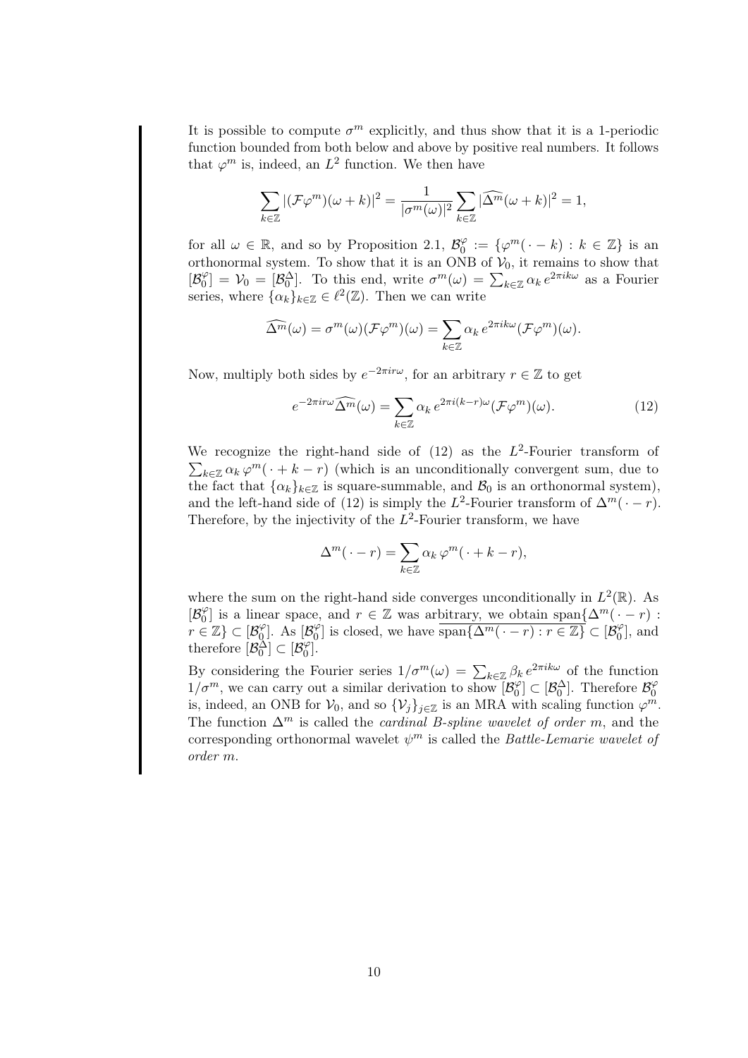It is possible to compute $\sigma^m$ explicitly, and thus show that it is a 1-periodic function bounded from both below and above by positive real numbers. It follows that $\varphi^m$ is, indeed, an $L^2$ function. We then have

$$\sum_{k\in\mathbb{Z}} |(\mathcal{F}\varphi^m)(\omega+k)|^2 = \frac{1}{|\sigma^m(\omega)|^2} \sum_{k\in\mathbb{Z}} |\widehat{\Delta^m}(\omega+k)|^2 = 1,$$

for all $\omega \in \mathbb{R}$, and so by Proposition 2.1, $\mathcal{B}_0^\varphi := \{\varphi^m(\,\cdot - k) : k \in \mathbb{Z}\}$ is an orthonormal system. To show that it is an ONB of $\mathcal{V}_0$, it remains to show that $[\mathcal{B}_0^\varphi] = \mathcal{V}_0 = [\mathcal{B}_0^\Delta]$. To this end, write $\sigma^m(\omega) = \sum_{k\in\mathbb{Z}} \alpha_k \, e^{2\pi i k\omega}$ as a Fourier series, where $\{\alpha_k\}_{k\in\mathbb{Z}} \in \ell^2(\mathbb{Z})$. Then we can write

$$\widehat{\Delta^m}(\omega) = \sigma^m(\omega)(\mathcal{F}\varphi^m)(\omega) = \sum_{k\in\mathbb{Z}} \alpha_k \, e^{2\pi i k\omega} (\mathcal{F}\varphi^m)(\omega).$$

Now, multiply both sides by $e^{-2\pi i r\omega}$, for an arbitrary $r \in \mathbb{Z}$ to get

$$e^{-2\pi i r\omega} \widehat{\Delta^m}(\omega) = \sum_{k\in\mathbb{Z}} \alpha_k \, e^{2\pi i (k-r)\omega} (\mathcal{F}\varphi^m)(\omega). \tag{12}$$

We recognize the right-hand side of (12) as the $L^2$-Fourier transform of $\sum_{k\in\mathbb{Z}} \alpha_k \, \varphi^m(\,\cdot + k - r)$ (which is an unconditionally convergent sum, due to the fact that $\{\alpha_k\}_{k\in\mathbb{Z}}$ is square-summable, and $\mathcal{B}_0$ is an orthonormal system), and the left-hand side of (12) is simply the $L^2$-Fourier transform of $\Delta^m(\,\cdot - r)$. Therefore, by the injectivity of the $L^2$-Fourier transform, we have

$$\Delta^m(\,\cdot - r) = \sum_{k\in\mathbb{Z}} \alpha_k \, \varphi^m(\,\cdot + k - r),$$

where the sum on the right-hand side converges unconditionally in $L^2(\mathbb{R})$. As $[\mathcal{B}_0^\varphi]$ is a linear space, and $r \in \mathbb{Z}$ was arbitrary, we obtain $\operatorname{span}\{\Delta^m(\,\cdot - r) : r \in \mathbb{Z}\} \subset [\mathcal{B}_0^\varphi]$. As $[\mathcal{B}_0^\varphi]$ is closed, we have $\overline{\operatorname{span}\{\Delta^m(\,\cdot - r) : r \in \mathbb{Z}\}} \subset [\mathcal{B}_0^\varphi]$, and therefore $[\mathcal{B}_0^\Delta] \subset [\mathcal{B}_0^\varphi]$.

By considering the Fourier series $1/\sigma^m(\omega) = \sum_{k\in\mathbb{Z}} \beta_k \, e^{2\pi i k\omega}$ of the function $1/\sigma^m$, we can carry out a similar derivation to show $[\mathcal{B}_0^\varphi] \subset [\mathcal{B}_0^\Delta]$. Therefore $\mathcal{B}_0^\varphi$ is, indeed, an ONB for $\mathcal{V}_0$, and so $\{\mathcal{V}_j\}_{j\in\mathbb{Z}}$ is an MRA with scaling function $\varphi^m$. The function $\Delta^m$ is called the *cardinal B-spline wavelet of order* $m$, and the corresponding orthonormal wavelet $\psi^m$ is called the *Battle-Lemarie wavelet of order* $m$.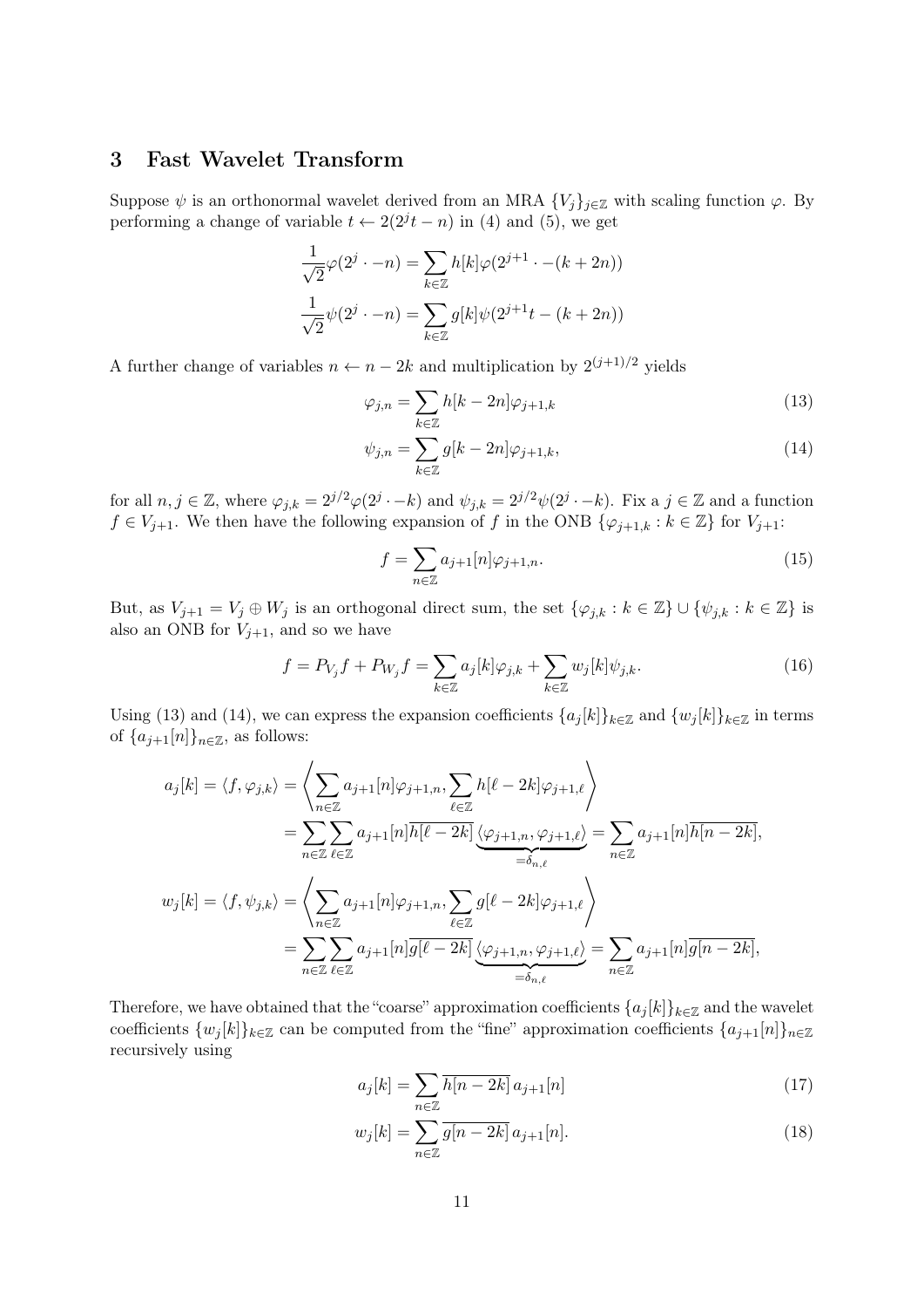## 3 Fast Wavelet Transform

Suppose $\psi$ is an orthonormal wavelet derived from an MRA $\{V_j\}_{j\in\mathbb{Z}}$ with scaling function $\varphi$. By performing a change of variable $t \leftarrow 2(2^j t - n)$ in (4) and (5), we get

$$\frac{1}{\sqrt{2}}\varphi(2^j \cdot -n) = \sum_{k\in\mathbb{Z}} h[k]\varphi(2^{j+1} \cdot -(k+2n))$$

$$\frac{1}{\sqrt{2}}\psi(2^j \cdot -n) = \sum_{k\in\mathbb{Z}} g[k]\psi(2^{j+1}t - (k+2n))$$

A further change of variables $n \leftarrow n - 2k$ and multiplication by $2^{(j+1)/2}$ yields

$$\varphi_{j,n} = \sum_{k\in\mathbb{Z}} h[k-2n]\varphi_{j+1,k} \tag{13}$$

$$\psi_{j,n} = \sum_{k\in\mathbb{Z}} g[k-2n]\varphi_{j+1,k}, \tag{14}$$

for all $n, j \in \mathbb{Z}$, where $\varphi_{j,k} = 2^{j/2}\varphi(2^j \cdot -k)$ and $\psi_{j,k} = 2^{j/2}\psi(2^j \cdot -k)$. Fix a $j \in \mathbb{Z}$ and a function $f \in V_{j+1}$. We then have the following expansion of $f$ in the ONB $\{\varphi_{j+1,k} : k \in \mathbb{Z}\}$ for $V_{j+1}$:

$$f = \sum_{n\in\mathbb{Z}} a_{j+1}[n]\varphi_{j+1,n}. \tag{15}$$

But, as $V_{j+1} = V_j \oplus W_j$ is an orthogonal direct sum, the set $\{\varphi_{j,k} : k \in \mathbb{Z}\} \cup \{\psi_{j,k} : k \in \mathbb{Z}\}$ is also an ONB for $V_{j+1}$, and so we have

$$f = P_{V_j}f + P_{W_j}f = \sum_{k\in\mathbb{Z}} a_j[k]\varphi_{j,k} + \sum_{k\in\mathbb{Z}} w_j[k]\psi_{j,k}. \tag{16}$$

Using (13) and (14), we can express the expansion coefficients $\{a_j[k]\}_{k\in\mathbb{Z}}$ and $\{w_j[k]\}_{k\in\mathbb{Z}}$ in terms of $\{a_{j+1}[n]\}_{n\in\mathbb{Z}}$, as follows:

$$\begin{aligned}
a_j[k] = \langle f, \varphi_{j,k}\rangle &= \left\langle \sum_{n\in\mathbb{Z}} a_{j+1}[n]\varphi_{j+1,n}, \sum_{\ell\in\mathbb{Z}} h[\ell-2k]\varphi_{j+1,\ell} \right\rangle \\
&= \sum_{n\in\mathbb{Z}}\sum_{\ell\in\mathbb{Z}} a_{j+1}[n]\overline{h[\ell-2k]}\underbrace{\langle \varphi_{j+1,n}, \varphi_{j+1,\ell}\rangle}_{=\delta_{n,\ell}} = \sum_{n\in\mathbb{Z}} a_{j+1}[n]\overline{h[n-2k]}, \\
w_j[k] = \langle f, \psi_{j,k}\rangle &= \left\langle \sum_{n\in\mathbb{Z}} a_{j+1}[n]\varphi_{j+1,n}, \sum_{\ell\in\mathbb{Z}} g[\ell-2k]\varphi_{j+1,\ell} \right\rangle \\
&= \sum_{n\in\mathbb{Z}}\sum_{\ell\in\mathbb{Z}} a_{j+1}[n]\overline{g[\ell-2k]}\underbrace{\langle \varphi_{j+1,n}, \varphi_{j+1,\ell}\rangle}_{=\delta_{n,\ell}} = \sum_{n\in\mathbb{Z}} a_{j+1}[n]\overline{g[n-2k]},
\end{aligned}$$

Therefore, we have obtained that the "coarse" approximation coefficients $\{a_j[k]\}_{k\in\mathbb{Z}}$ and the wavelet coefficients $\{w_j[k]\}_{k\in\mathbb{Z}}$ can be computed from the "fine" approximation coefficients $\{a_{j+1}[n]\}_{n\in\mathbb{Z}}$ recursively using

$$a_j[k] = \sum_{n\in\mathbb{Z}} \overline{h[n-2k]}\, a_{j+1}[n] \tag{17}$$

$$w_j[k] = \sum_{n\in\mathbb{Z}} \overline{g[n-2k]}\, a_{j+1}[n]. \tag{18}$$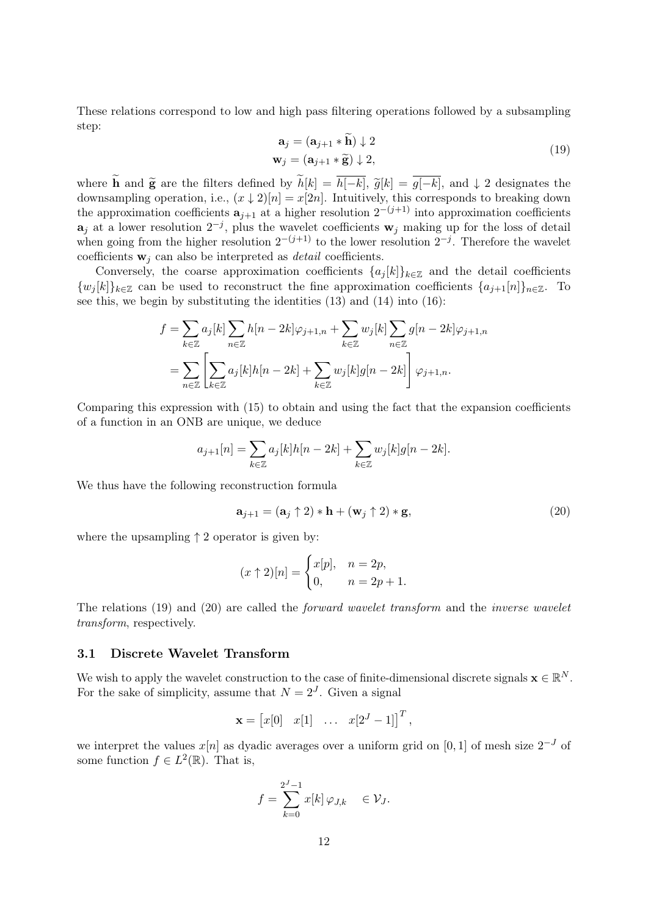These relations correspond to low and high pass filtering operations followed by a subsampling step:

$$
\begin{aligned}
\mathbf{a}_j &= (\mathbf{a}_{j+1} * \widetilde{\mathbf{h}}) \downarrow 2 \\
\mathbf{w}_j &= (\mathbf{a}_{j+1} * \widetilde{\mathbf{g}}) \downarrow 2,
\end{aligned}
\tag{19}
$$

where $\widetilde{\mathbf{h}}$ and $\widetilde{\mathbf{g}}$ are the filters defined by $\widetilde{h}[k] = \overline{h[-k]}$, $\widetilde{g}[k] = \overline{g[-k]}$, and $\downarrow 2$ designates the downsampling operation, i.e., $(x \downarrow 2)[n] = x[2n]$. Intuitively, this corresponds to breaking down the approximation coefficients $\mathbf{a}_{j+1}$ at a higher resolution $2^{-(j+1)}$ into approximation coefficients $\mathbf{a}_j$ at a lower resolution $2^{-j}$, plus the wavelet coefficients $\mathbf{w}_j$ making up for the loss of detail when going from the higher resolution $2^{-(j+1)}$ to the lower resolution $2^{-j}$. Therefore the wavelet coefficients $\mathbf{w}_j$ can also be interpreted as *detail* coefficients.

Conversely, the coarse approximation coefficients $\{a_j[k]\}_{k\in\mathbb{Z}}$ and the detail coefficients $\{w_j[k]\}_{k\in\mathbb{Z}}$ can be used to reconstruct the fine approximation coefficients $\{a_{j+1}[n]\}_{n\in\mathbb{Z}}$. To see this, we begin by substituting the identities (13) and (14) into (16):

$$
\begin{aligned}
f &= \sum_{k\in\mathbb{Z}} a_j[k] \sum_{n\in\mathbb{Z}} h[n-2k]\varphi_{j+1,n} + \sum_{k\in\mathbb{Z}} w_j[k] \sum_{n\in\mathbb{Z}} g[n-2k]\varphi_{j+1,n} \\
&= \sum_{n\in\mathbb{Z}} \left[ \sum_{k\in\mathbb{Z}} a_j[k]h[n-2k] + \sum_{k\in\mathbb{Z}} w_j[k]g[n-2k] \right] \varphi_{j+1,n}.
\end{aligned}
$$

Comparing this expression with (15) to obtain and using the fact that the expansion coefficients of a function in an ONB are unique, we deduce

$$
a_{j+1}[n] = \sum_{k\in\mathbb{Z}} a_j[k]h[n-2k] + \sum_{k\in\mathbb{Z}} w_j[k]g[n-2k].
$$

We thus have the following reconstruction formula

$$
\mathbf{a}_{j+1} = (\mathbf{a}_j \uparrow 2) * \mathbf{h} + (\mathbf{w}_j \uparrow 2) * \mathbf{g}, \tag{20}
$$

where the upsampling $\uparrow 2$ operator is given by:

$$
(x \uparrow 2)[n] = \begin{cases} x[p], & n = 2p, \\ 0, & n = 2p+1. \end{cases}
$$

The relations (19) and (20) are called the *forward wavelet transform* and the *inverse wavelet transform*, respectively.

### 3.1 Discrete Wavelet Transform

We wish to apply the wavelet construction to the case of finite-dimensional discrete signals $\mathbf{x} \in \mathbb{R}^N$. For the sake of simplicity, assume that $N = 2^J$. Given a signal

$$
\mathbf{x} = \begin{bmatrix} x[0] & x[1] & \dots & x[2^J - 1] \end{bmatrix}^T,
$$

we interpret the values $x[n]$ as dyadic averages over a uniform grid on $[0, 1]$ of mesh size $2^{-J}$ of some function $f \in L^2(\mathbb{R})$. That is,

$$
f = \sum_{k=0}^{2^J-1} x[k]\, \varphi_{J,k} \quad \in \mathcal{V}_J.
$$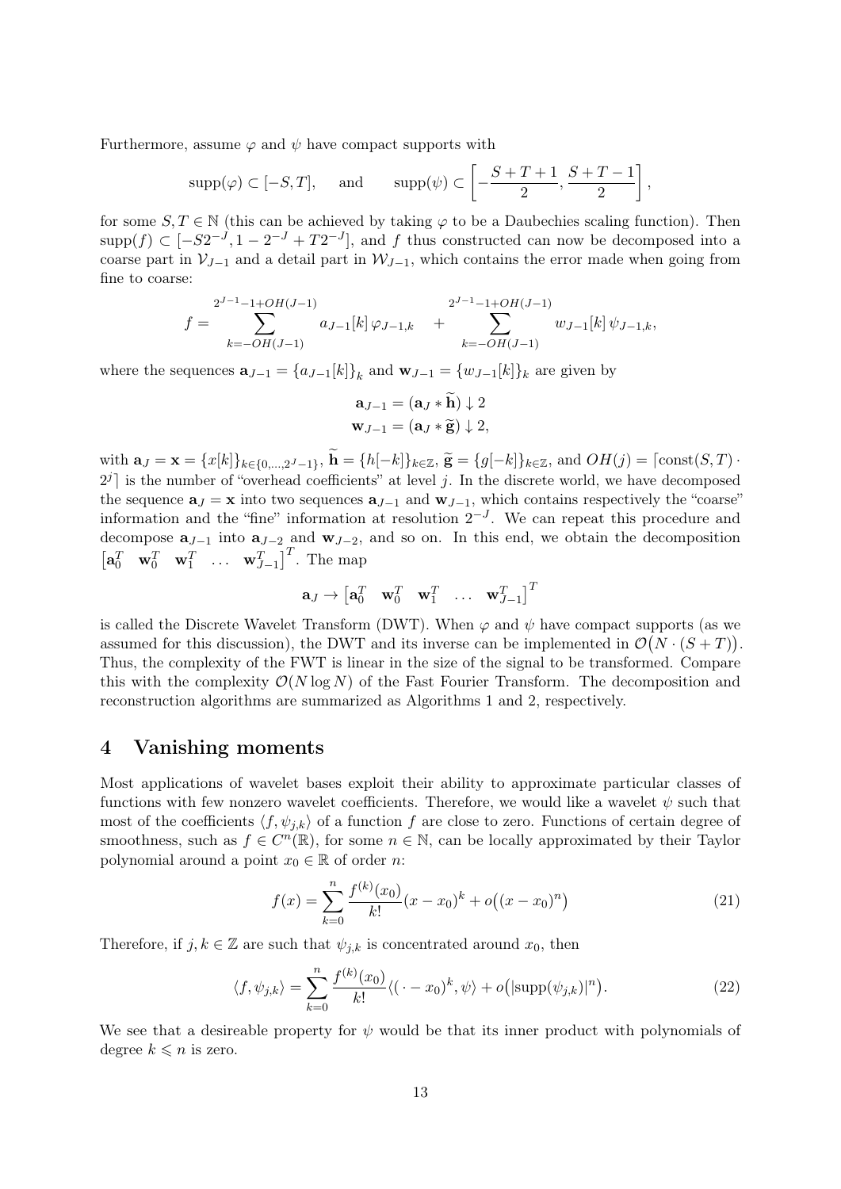Furthermore, assume $\varphi$ and $\psi$ have compact supports with

$$\operatorname{supp}(\varphi) \subset [-S, T], \quad \text{and} \quad \operatorname{supp}(\psi) \subset \left[-\frac{S+T+1}{2}, \frac{S+T-1}{2}\right],$$

for some $S, T \in \mathbb{N}$ (this can be achieved by taking $\varphi$ to be a Daubechies scaling function). Then $\operatorname{supp}(f) \subset [-S2^{-J}, 1 - 2^{-J} + T2^{-J}]$, and $f$ thus constructed can now be decomposed into a coarse part in $\mathcal{V}_{J-1}$ and a detail part in $\mathcal{W}_{J-1}$, which contains the error made when going from fine to coarse:

$$f = \sum_{k=-OH(J-1)}^{2^{J-1}-1+OH(J-1)} a_{J-1}[k]\, \varphi_{J-1,k} \quad + \sum_{k=-OH(J-1)}^{2^{J-1}-1+OH(J-1)} w_{J-1}[k]\, \psi_{J-1,k},$$

where the sequences $\mathbf{a}_{J-1} = \{a_{J-1}[k]\}_k$ and $\mathbf{w}_{J-1} = \{w_{J-1}[k]\}_k$ are given by

$$\mathbf{a}_{J-1} = (\mathbf{a}_J * \widetilde{\mathbf{h}}) \downarrow 2$$
$$\mathbf{w}_{J-1} = (\mathbf{a}_J * \widetilde{\mathbf{g}}) \downarrow 2,$$

with $\mathbf{a}_J = \mathbf{x} = \{x[k]\}_{k\in\{0,\dots,2^J-1\}}$, $\widetilde{\mathbf{h}} = \{h[-k]\}_{k\in\mathbb{Z}}$, $\widetilde{\mathbf{g}} = \{g[-k]\}_{k\in\mathbb{Z}}$, and $OH(j) = \lceil \text{const}(S,T) \cdot 2^j \rceil$ is the number of "overhead coefficients" at level $j$. In the discrete world, we have decomposed the sequence $\mathbf{a}_J = \mathbf{x}$ into two sequences $\mathbf{a}_{J-1}$ and $\mathbf{w}_{J-1}$, which contains respectively the "coarse" information and the "fine" information at resolution $2^{-J}$. We can repeat this procedure and decompose $\mathbf{a}_{J-1}$ into $\mathbf{a}_{J-2}$ and $\mathbf{w}_{J-2}$, and so on. In this end, we obtain the decomposition $\begin{bmatrix}\mathbf{a}_0^T & \mathbf{w}_0^T & \mathbf{w}_1^T & \dots & \mathbf{w}_{J-1}^T\end{bmatrix}^T$. The map

$$\mathbf{a}_J \to \begin{bmatrix}\mathbf{a}_0^T & \mathbf{w}_0^T & \mathbf{w}_1^T & \dots & \mathbf{w}_{J-1}^T\end{bmatrix}^T$$

is called the Discrete Wavelet Transform (DWT). When $\varphi$ and $\psi$ have compact supports (as we assumed for this discussion), the DWT and its inverse can be implemented in $\mathcal{O}\big(N \cdot (S+T)\big)$. Thus, the complexity of the FWT is linear in the size of the signal to be transformed. Compare this with the complexity $\mathcal{O}(N \log N)$ of the Fast Fourier Transform. The decomposition and reconstruction algorithms are summarized as Algorithms 1 and 2, respectively.

## 4 Vanishing moments

Most applications of wavelet bases exploit their ability to approximate particular classes of functions with few nonzero wavelet coefficients. Therefore, we would like a wavelet $\psi$ such that most of the coefficients $\langle f, \psi_{j,k}\rangle$ of a function $f$ are close to zero. Functions of certain degree of smoothness, such as $f \in C^n(\mathbb{R})$, for some $n \in \mathbb{N}$, can be locally approximated by their Taylor polynomial around a point $x_0 \in \mathbb{R}$ of order $n$:

$$f(x) = \sum_{k=0}^{n} \frac{f^{(k)}(x_0)}{k!}(x - x_0)^k + o\big((x - x_0)^n\big) \tag{21}$$

Therefore, if $j, k \in \mathbb{Z}$ are such that $\psi_{j,k}$ is concentrated around $x_0$, then

$$\langle f, \psi_{j,k}\rangle = \sum_{k=0}^{n} \frac{f^{(k)}(x_0)}{k!}\langle (\,\cdot - x_0)^k, \psi\rangle + o\big(|\operatorname{supp}(\psi_{j,k})|^n\big). \tag{22}$$

We see that a desireable property for $\psi$ would be that its inner product with polynomials of degree $k \leqslant n$ is zero.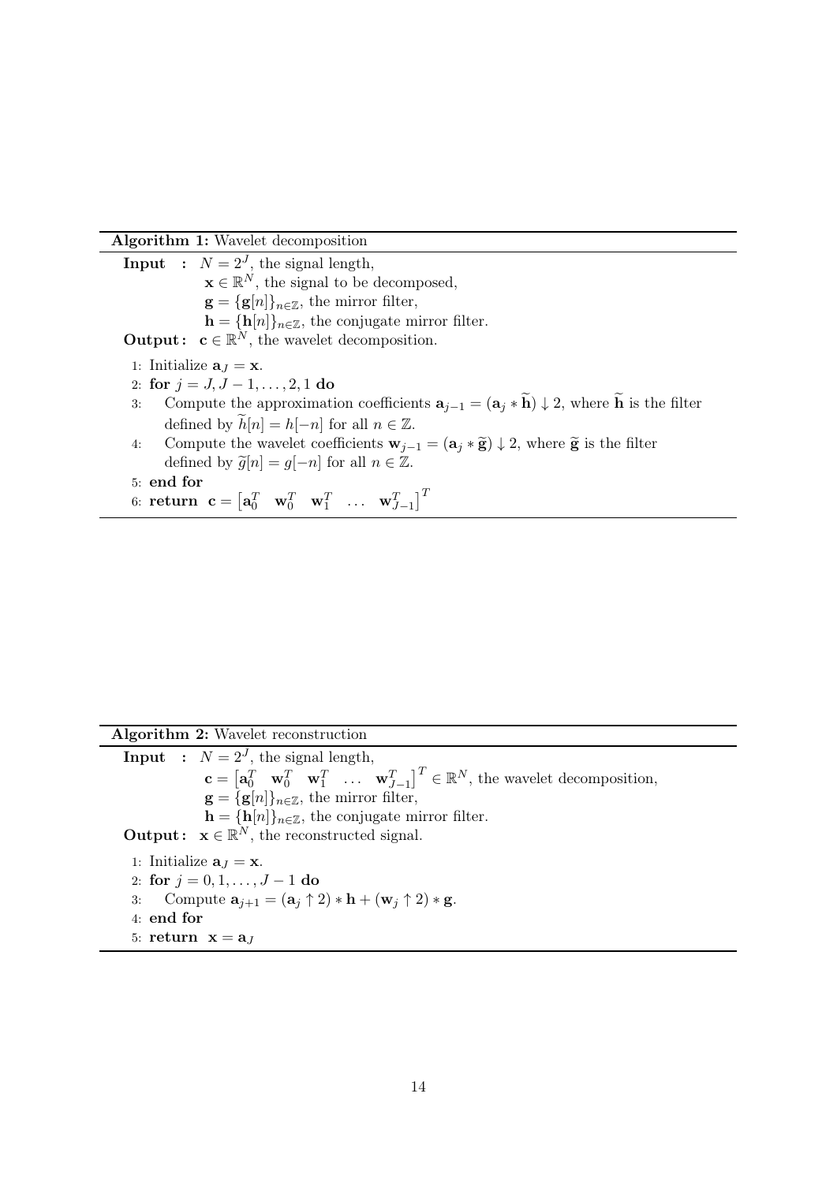**Algorithm 1:** Wavelet decomposition

**Input :** $N = 2^J$, the signal length,
$\mathbf{x} \in \mathbb{R}^N$, the signal to be decomposed,
$\mathbf{g} = \{\mathbf{g}[n]\}_{n \in \mathbb{Z}}$, the mirror filter,
$\mathbf{h} = \{\mathbf{h}[n]\}_{n \in \mathbb{Z}}$, the conjugate mirror filter.

**Output :** $\mathbf{c} \in \mathbb{R}^N$, the wavelet decomposition.

1: Initialize $\mathbf{a}_J = \mathbf{x}$.
2: **for** $j = J, J-1, \ldots, 2, 1$ **do**
3: Compute the approximation coefficients $\mathbf{a}_{j-1} = (\mathbf{a}_j * \widetilde{\mathbf{h}}) \downarrow 2$, where $\widetilde{\mathbf{h}}$ is the filter defined by $\widetilde{h}[n] = h[-n]$ for all $n \in \mathbb{Z}$.
4: Compute the wavelet coefficients $\mathbf{w}_{j-1} = (\mathbf{a}_j * \widetilde{\mathbf{g}}) \downarrow 2$, where $\widetilde{\mathbf{g}}$ is the filter defined by $\widetilde{g}[n] = g[-n]$ for all $n \in \mathbb{Z}$.
5: **end for**
6: **return** $\mathbf{c} = \begin{bmatrix} \mathbf{a}_0^T & \mathbf{w}_0^T & \mathbf{w}_1^T & \ldots & \mathbf{w}_{J-1}^T \end{bmatrix}^T$

**Algorithm 2:** Wavelet reconstruction

**Input :** $N = 2^J$, the signal length,
$\mathbf{c} = \begin{bmatrix} \mathbf{a}_0^T & \mathbf{w}_0^T & \mathbf{w}_1^T & \ldots & \mathbf{w}_{J-1}^T \end{bmatrix}^T \in \mathbb{R}^N$, the wavelet decomposition,
$\mathbf{g} = \{\mathbf{g}[n]\}_{n \in \mathbb{Z}}$, the mirror filter,
$\mathbf{h} = \{\mathbf{h}[n]\}_{n \in \mathbb{Z}}$, the conjugate mirror filter.

**Output :** $\mathbf{x} \in \mathbb{R}^N$, the reconstructed signal.

1: Initialize $\mathbf{a}_J = \mathbf{x}$.
2: **for** $j = 0, 1, \ldots, J-1$ **do**
3: Compute $\mathbf{a}_{j+1} = (\mathbf{a}_j \uparrow 2) * \mathbf{h} + (\mathbf{w}_j \uparrow 2) * \mathbf{g}$.
4: **end for**
5: **return** $\mathbf{x} = \mathbf{a}_J$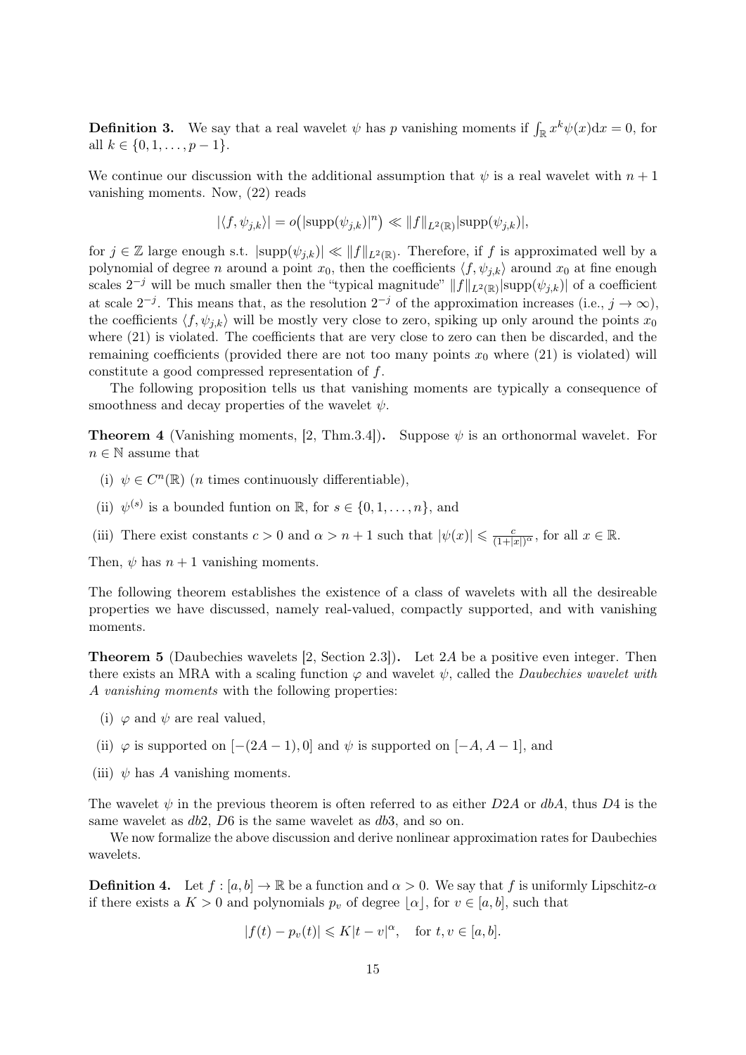**Definition 3.** We say that a real wavelet $\psi$ has $p$ vanishing moments if $\int_{\mathbb{R}} x^k \psi(x)\mathrm{d}x = 0$, for all $k \in \{0, 1, \ldots, p-1\}$.

We continue our discussion with the additional assumption that $\psi$ is a real wavelet with $n+1$ vanishing moments. Now, (22) reads

$$|\langle f, \psi_{j,k}\rangle| = o\big(|\mathrm{supp}(\psi_{j,k})|^n\big) \ll \|f\|_{L^2(\mathbb{R})}|\mathrm{supp}(\psi_{j,k})|,$$

for $j \in \mathbb{Z}$ large enough s.t. $|\mathrm{supp}(\psi_{j,k})| \ll \|f\|_{L^2(\mathbb{R})}$. Therefore, if $f$ is approximated well by a polynomial of degree $n$ around a point $x_0$, then the coefficients $\langle f, \psi_{j,k}\rangle$ around $x_0$ at fine enough scales $2^{-j}$ will be much smaller then the "typical magnitude" $\|f\|_{L^2(\mathbb{R})}|\mathrm{supp}(\psi_{j,k})|$ of a coefficient at scale $2^{-j}$. This means that, as the resolution $2^{-j}$ of the approximation increases (i.e., $j \to \infty$), the coefficients $\langle f, \psi_{j,k}\rangle$ will be mostly very close to zero, spiking up only around the points $x_0$ where (21) is violated. The coefficients that are very close to zero can then be discarded, and the remaining coefficients (provided there are not too many points $x_0$ where (21) is violated) will constitute a good compressed representation of $f$.

The following proposition tells us that vanishing moments are typically a consequence of smoothness and decay properties of the wavelet $\psi$.

**Theorem 4** (Vanishing moments, [2, Thm.3.4])**.** Suppose $\psi$ is an orthonormal wavelet. For $n \in \mathbb{N}$ assume that

(i) $\psi \in C^n(\mathbb{R})$ ($n$ times continuously differentiable),

(ii) $\psi^{(s)}$ is a bounded funtion on $\mathbb{R}$, for $s \in \{0, 1, \ldots, n\}$, and

(iii) There exist constants $c > 0$ and $\alpha > n+1$ such that $|\psi(x)| \leqslant \frac{c}{(1+|x|)^\alpha}$, for all $x \in \mathbb{R}$.

Then, $\psi$ has $n+1$ vanishing moments.

The following theorem establishes the existence of a class of wavelets with all the desireable properties we have discussed, namely real-valued, compactly supported, and with vanishing moments.

**Theorem 5** (Daubechies wavelets [2, Section 2.3])**.** Let $2A$ be a positive even integer. Then there exists an MRA with a scaling function $\varphi$ and wavelet $\psi$, called the *Daubechies wavelet with A vanishing moments* with the following properties:

(i) $\varphi$ and $\psi$ are real valued,

(ii) $\varphi$ is supported on $[-(2A-1), 0]$ and $\psi$ is supported on $[-A, A-1]$, and

(iii) $\psi$ has $A$ vanishing moments.

The wavelet $\psi$ in the previous theorem is often referred to as either $D2A$ or $dbA$, thus $D4$ is the same wavelet as $db2$, $D6$ is the same wavelet as $db3$, and so on.

We now formalize the above discussion and derive nonlinear approximation rates for Daubechies wavelets.

**Definition 4.** Let $f : [a, b] \to \mathbb{R}$ be a function and $\alpha > 0$. We say that $f$ is uniformly Lipschitz-$\alpha$ if there exists a $K > 0$ and polynomials $p_v$ of degree $\lfloor \alpha \rfloor$, for $v \in [a, b]$, such that

$$|f(t) - p_v(t)| \leqslant K|t - v|^\alpha, \quad \text{for } t, v \in [a, b].$$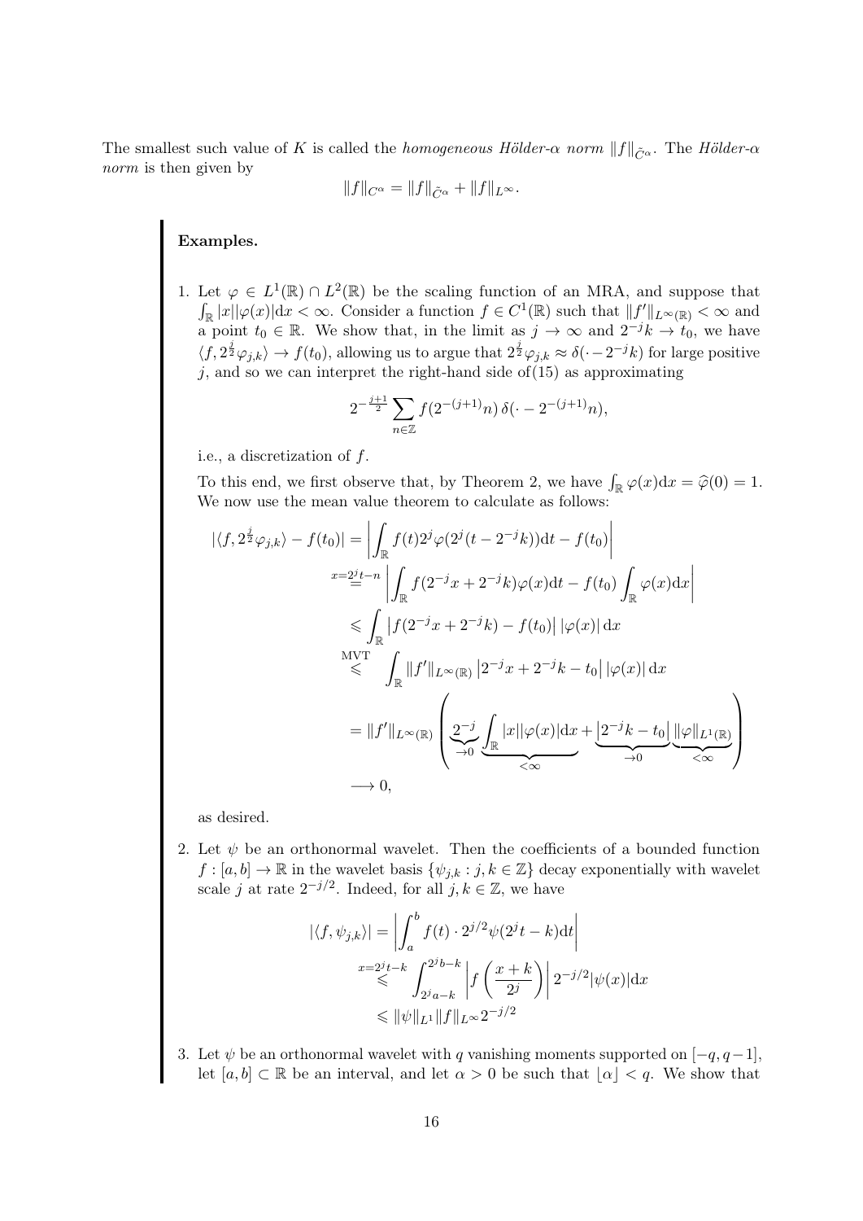The smallest such value of $K$ is called the *homogeneous Hölder-$\alpha$ norm* $\|f\|_{\tilde{C}^\alpha}$. The *Hölder-$\alpha$ norm* is then given by

$$\|f\|_{C^\alpha} = \|f\|_{\tilde{C}^\alpha} + \|f\|_{L^\infty}.$$

**Examples.**

1. Let $\varphi \in L^1(\mathbb{R}) \cap L^2(\mathbb{R})$ be the scaling function of an MRA, and suppose that $\int_{\mathbb{R}} |x||\varphi(x)|\mathrm{d}x < \infty$. Consider a function $f \in C^1(\mathbb{R})$ such that $\|f'\|_{L^\infty(\mathbb{R})} < \infty$ and a point $t_0 \in \mathbb{R}$. We show that, in the limit as $j \to \infty$ and $2^{-j}k \to t_0$, we have $\langle f, 2^{\frac{j}{2}}\varphi_{j,k}\rangle \to f(t_0)$, allowing us to argue that $2^{\frac{j}{2}}\varphi_{j,k} \approx \delta(\cdot - 2^{-j}k)$ for large positive $j$, and so we can interpret the right-hand side of(15) as approximating

$$2^{-\frac{j+1}{2}} \sum_{n\in\mathbb{Z}} f(2^{-(j+1)}n)\, \delta(\cdot - 2^{-(j+1)}n),$$

i.e., a discretization of $f$.

To this end, we first observe that, by Theorem 2, we have $\int_{\mathbb{R}} \varphi(x)\mathrm{d}x = \widehat{\varphi}(0) = 1$. We now use the mean value theorem to calculate as follows:

$$\begin{aligned}
|\langle f, 2^{\frac{j}{2}}\varphi_{j,k}\rangle - f(t_0)| &= \left| \int_{\mathbb{R}} f(t) 2^j \varphi(2^j(t - 2^{-j}k))\mathrm{d}t - f(t_0) \right| \\
&\overset{x=2^jt-n}{=} \left| \int_{\mathbb{R}} f(2^{-j}x + 2^{-j}k)\varphi(x)\mathrm{d}t - f(t_0)\int_{\mathbb{R}}\varphi(x)\mathrm{d}x \right| \\
&\leqslant \int_{\mathbb{R}} \left| f(2^{-j}x + 2^{-j}k) - f(t_0) \right| |\varphi(x)|\,\mathrm{d}x \\
&\overset{\text{MVT}}{\leqslant} \int_{\mathbb{R}} \|f'\|_{L^\infty(\mathbb{R})} \left| 2^{-j}x + 2^{-j}k - t_0 \right| |\varphi(x)|\,\mathrm{d}x \\
&= \|f'\|_{L^\infty(\mathbb{R})} \left( \underbrace{2^{-j}}_{\to 0} \underbrace{\int_{\mathbb{R}} |x||\varphi(x)|\mathrm{d}x}_{<\infty} + \underbrace{\left|2^{-j}k - t_0\right|}_{\to 0} \underbrace{\|\varphi\|_{L^1(\mathbb{R})}}_{<\infty} \right) \\
&\longrightarrow 0,
\end{aligned}$$

as desired.

2. Let $\psi$ be an orthonormal wavelet. Then the coefficients of a bounded function $f : [a,b] \to \mathbb{R}$ in the wavelet basis $\{\psi_{j,k} : j,k \in \mathbb{Z}\}$ decay exponentially with wavelet scale $j$ at rate $2^{-j/2}$. Indeed, for all $j,k \in \mathbb{Z}$, we have

$$\begin{aligned}
|\langle f, \psi_{j,k}\rangle| &= \left| \int_a^b f(t) \cdot 2^{j/2}\psi(2^jt - k)\mathrm{d}t \right| \\
&\overset{x=2^jt-k}{\leqslant} \int_{2^ja-k}^{2^jb-k} \left| f\left(\frac{x+k}{2^j}\right) \right| 2^{-j/2}|\psi(x)|\mathrm{d}x \\
&\leqslant \|\psi\|_{L^1}\|f\|_{L^\infty}2^{-j/2}
\end{aligned}$$

3. Let $\psi$ be an orthonormal wavelet with $q$ vanishing moments supported on $[-q, q-1]$, let $[a,b] \subset \mathbb{R}$ be an interval, and let $\alpha > 0$ be such that $\lfloor \alpha \rfloor < q$. We show that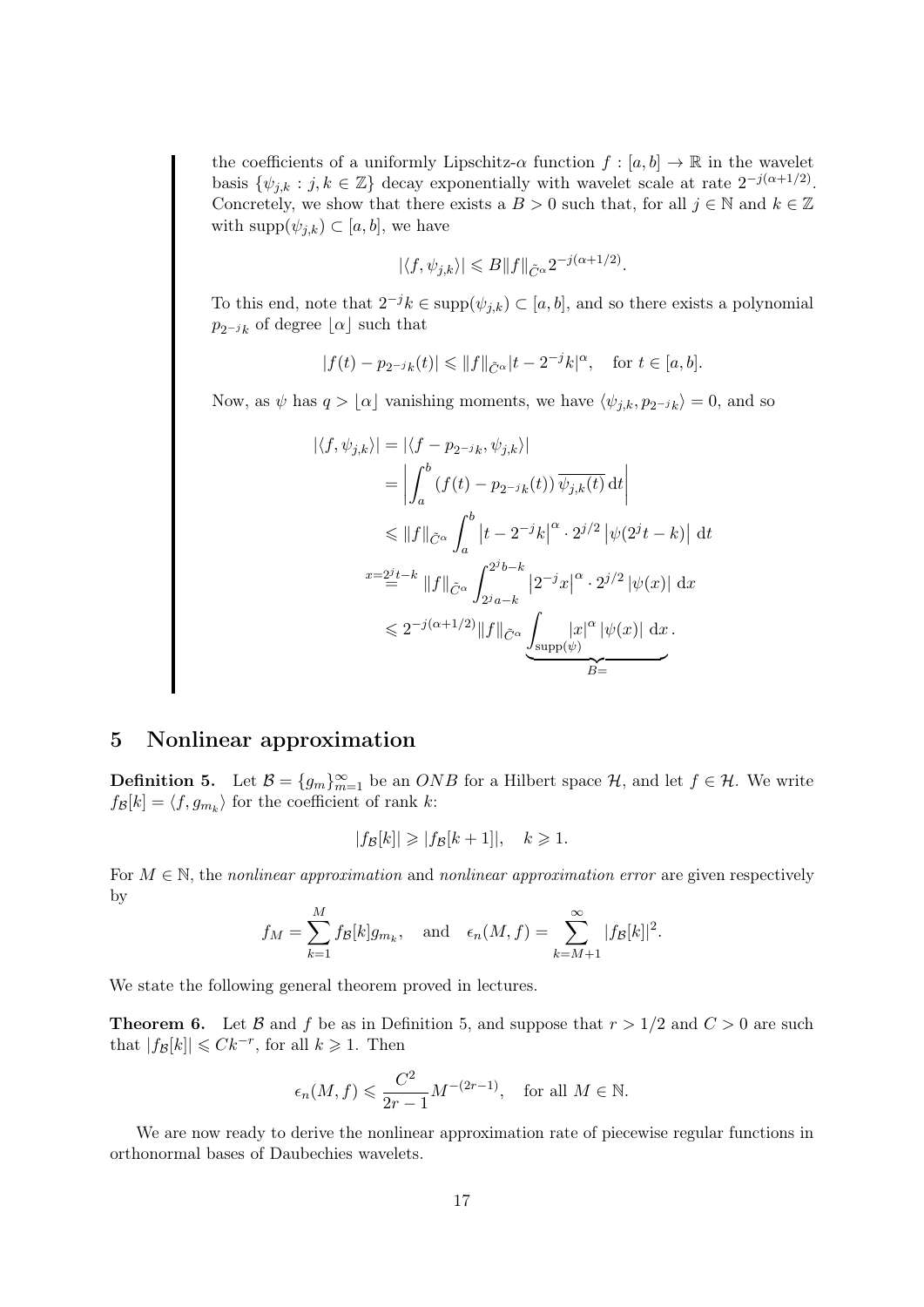the coefficients of a uniformly Lipschitz-$\alpha$ function $f : [a, b] \to \mathbb{R}$ in the wavelet basis $\{\psi_{j,k} : j, k \in \mathbb{Z}\}$ decay exponentially with wavelet scale at rate $2^{-j(\alpha+1/2)}$. Concretely, we show that there exists a $B > 0$ such that, for all $j \in \mathbb{N}$ and $k \in \mathbb{Z}$ with $\text{supp}(\psi_{j,k}) \subset [a, b]$, we have

$$|\langle f, \psi_{j,k}\rangle| \leqslant B\|f\|_{\tilde{C}^\alpha} 2^{-j(\alpha+1/2)}.$$

To this end, note that $2^{-j}k \in \text{supp}(\psi_{j,k}) \subset [a, b]$, and so there exists a polynomial $p_{2^{-j}k}$ of degree $\lfloor \alpha \rfloor$ such that

$$|f(t) - p_{2^{-j}k}(t)| \leqslant \|f\|_{\tilde{C}^\alpha} |t - 2^{-j}k|^\alpha, \quad \text{for } t \in [a, b].$$

Now, as $\psi$ has $q > \lfloor \alpha \rfloor$ vanishing moments, we have $\langle \psi_{j,k}, p_{2^{-j}k}\rangle = 0$, and so

$$\begin{aligned}
|\langle f, \psi_{j,k}\rangle| &= |\langle f - p_{2^{-j}k}, \psi_{j,k}\rangle| \\
&= \left| \int_a^b (f(t) - p_{2^{-j}k}(t)) \, \overline{\psi_{j,k}(t)} \, \mathrm{d}t \right| \\
&\leqslant \|f\|_{\tilde{C}^\alpha} \int_a^b \left|t - 2^{-j}k\right|^\alpha \cdot 2^{j/2} \left|\psi(2^j t - k)\right| \, \mathrm{d}t \\
&\overset{x = 2^j t - k}{=} \|f\|_{\tilde{C}^\alpha} \int_{2^j a - k}^{2^j b - k} \left|2^{-j} x\right|^\alpha \cdot 2^{j/2} \left|\psi(x)\right| \, \mathrm{d}x \\
&\leqslant 2^{-j(\alpha+1/2)} \|f\|_{\tilde{C}^\alpha} \underbrace{\int_{\text{supp}(\psi)} |x|^\alpha \left|\psi(x)\right| \, \mathrm{d}x}_{B=}.
\end{aligned}$$

## 5 Nonlinear approximation

**Definition 5.** Let $\mathcal{B} = \{g_m\}_{m=1}^\infty$ be an $ONB$ for a Hilbert space $\mathcal{H}$, and let $f \in \mathcal{H}$. We write $f_\mathcal{B}[k] = \langle f, g_{m_k}\rangle$ for the coefficient of rank $k$:

$$|f_\mathcal{B}[k]| \geqslant |f_\mathcal{B}[k+1]|, \quad k \geqslant 1.$$

For $M \in \mathbb{N}$, the *nonlinear approximation* and *nonlinear approximation error* are given respectively by

$$f_M = \sum_{k=1}^M f_\mathcal{B}[k] g_{m_k}, \quad \text{and} \quad \epsilon_n(M, f) = \sum_{k=M+1}^\infty |f_\mathcal{B}[k]|^2.$$

We state the following general theorem proved in lectures.

**Theorem 6.** Let $\mathcal{B}$ and $f$ be as in Definition 5, and suppose that $r > 1/2$ and $C > 0$ are such that $|f_\mathcal{B}[k]| \leqslant C k^{-r}$, for all $k \geqslant 1$. Then

$$\epsilon_n(M, f) \leqslant \frac{C^2}{2r - 1} M^{-(2r-1)}, \quad \text{for all } M \in \mathbb{N}.$$

We are now ready to derive the nonlinear approximation rate of piecewise regular functions in orthonormal bases of Daubechies wavelets.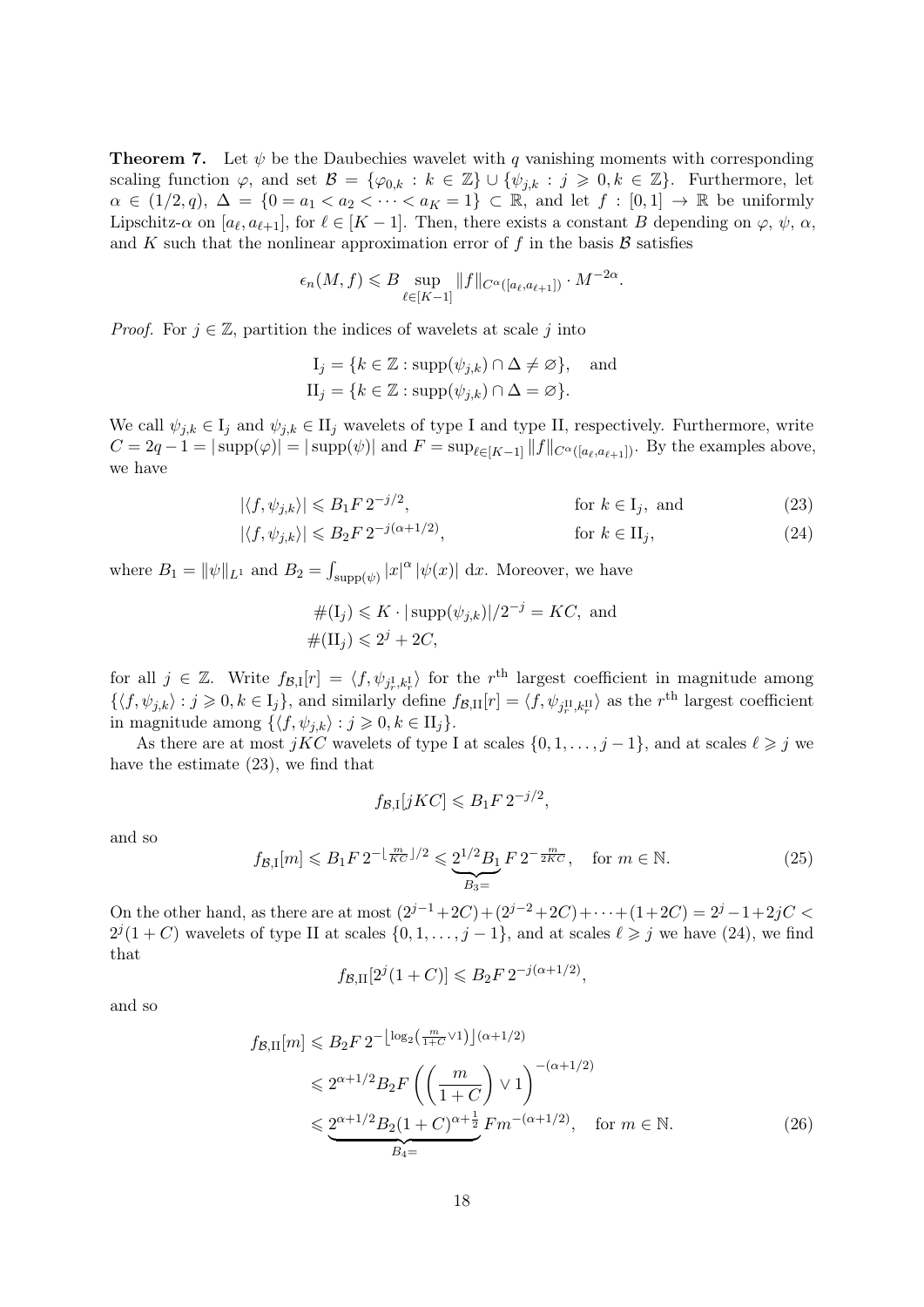**Theorem 7.** Let $\psi$ be the Daubechies wavelet with $q$ vanishing moments with corresponding scaling function $\varphi$, and set $\mathcal{B} = \{\varphi_{0,k} : k \in \mathbb{Z}\} \cup \{\psi_{j,k} : j \geqslant 0, k \in \mathbb{Z}\}$. Furthermore, let $\alpha \in (1/2, q)$, $\Delta = \{0 = a_1 < a_2 < \cdots < a_K = 1\} \subset \mathbb{R}$, and let $f : [0,1] \to \mathbb{R}$ be uniformly Lipschitz-$\alpha$ on $[a_\ell, a_{\ell+1}]$, for $\ell \in [K-1]$. Then, there exists a constant $B$ depending on $\varphi$, $\psi$, $\alpha$, and $K$ such that the nonlinear approximation error of $f$ in the basis $\mathcal{B}$ satisfies

$$\epsilon_n(M, f) \leqslant B \sup_{\ell \in [K-1]} \|f\|_{C^\alpha([a_\ell, a_{\ell+1}])} \cdot M^{-2\alpha}.$$

*Proof.* For $j \in \mathbb{Z}$, partition the indices of wavelets at scale $j$ into

$$\begin{aligned}
\mathrm{I}_j &= \{k \in \mathbb{Z} : \operatorname{supp}(\psi_{j,k}) \cap \Delta \neq \varnothing\}, \quad \text{and} \\
\mathrm{II}_j &= \{k \in \mathbb{Z} : \operatorname{supp}(\psi_{j,k}) \cap \Delta = \varnothing\}.
\end{aligned}$$

We call $\psi_{j,k} \in \mathrm{I}_j$ and $\psi_{j,k} \in \mathrm{II}_j$ wavelets of type I and type II, respectively. Furthermore, write $C = 2q - 1 = |\operatorname{supp}(\varphi)| = |\operatorname{supp}(\psi)|$ and $F = \sup_{\ell \in [K-1]} \|f\|_{C^\alpha([a_\ell, a_{\ell+1}])}$. By the examples above, we have

$$|\langle f, \psi_{j,k}\rangle| \leqslant B_1 F\, 2^{-j/2}, \qquad \text{for } k \in \mathrm{I}_j, \text{ and} \tag{23}$$

$$|\langle f, \psi_{j,k}\rangle| \leqslant B_2 F\, 2^{-j(\alpha+1/2)}, \qquad \text{for } k \in \mathrm{II}_j, \tag{24}$$

where $B_1 = \|\psi\|_{L^1}$ and $B_2 = \int_{\operatorname{supp}(\psi)} |x|^\alpha\, |\psi(x)|\, \mathrm{d}x$. Moreover, we have

$$\begin{aligned}
\#(\mathrm{I}_j) &\leqslant K \cdot |\operatorname{supp}(\psi_{j,k})|/2^{-j} = KC, \text{ and} \\
\#(\mathrm{II}_j) &\leqslant 2^j + 2C,
\end{aligned}$$

for all $j \in \mathbb{Z}$. Write $f_{\mathcal{B},\mathrm{I}}[r] = \langle f, \psi_{j_r^{\mathrm{I}}, k_r^{\mathrm{I}}}\rangle$ for the $r^{\text{th}}$ largest coefficient in magnitude among $\{\langle f, \psi_{j,k}\rangle : j \geqslant 0, k \in \mathrm{I}_j\}$, and similarly define $f_{\mathcal{B},\mathrm{II}}[r] = \langle f, \psi_{j_r^{\mathrm{II}}, k_r^{\mathrm{II}}}\rangle$ as the $r^{\text{th}}$ largest coefficient in magnitude among $\{\langle f, \psi_{j,k}\rangle : j \geqslant 0, k \in \mathrm{II}_j\}$.

As there are at most $jKC$ wavelets of type I at scales $\{0, 1, \ldots, j-1\}$, and at scales $\ell \geqslant j$ we have the estimate (23), we find that

$$f_{\mathcal{B},\mathrm{I}}[jKC] \leqslant B_1 F\, 2^{-j/2},$$

and so

$$f_{\mathcal{B},\mathrm{I}}[m] \leqslant B_1 F\, 2^{-\lfloor \frac{m}{KC} \rfloor/2} \leqslant \underbrace{2^{1/2} B_1}_{B_3=} F\, 2^{-\frac{m}{2KC}}, \quad \text{for } m \in \mathbb{N}. \tag{25}$$

On the other hand, as there are at most $(2^{j-1} + 2C) + (2^{j-2} + 2C) + \cdots + (1 + 2C) = 2^j - 1 + 2jC < 2^j(1+C)$ wavelets of type II at scales $\{0, 1, \ldots, j-1\}$, and at scales $\ell \geqslant j$ we have (24), we find that

$$f_{\mathcal{B},\mathrm{II}}[2^j(1+C)] \leqslant B_2 F\, 2^{-j(\alpha+1/2)},$$

and so

$$\begin{aligned}
f_{\mathcal{B},\mathrm{II}}[m] &\leqslant B_2 F\, 2^{-\left\lfloor \log_2\left(\frac{m}{1+C} \vee 1\right)\right\rfloor(\alpha+1/2)} \\
&\leqslant 2^{\alpha+1/2} B_2 F \left(\left(\frac{m}{1+C}\right) \vee 1\right)^{-(\alpha+1/2)} \\
&\leqslant \underbrace{2^{\alpha+1/2} B_2 (1+C)^{\alpha+\frac{1}{2}}}_{B_4=} F m^{-(\alpha+1/2)}, \quad \text{for } m \in \mathbb{N}.
\end{aligned} \tag{26}$$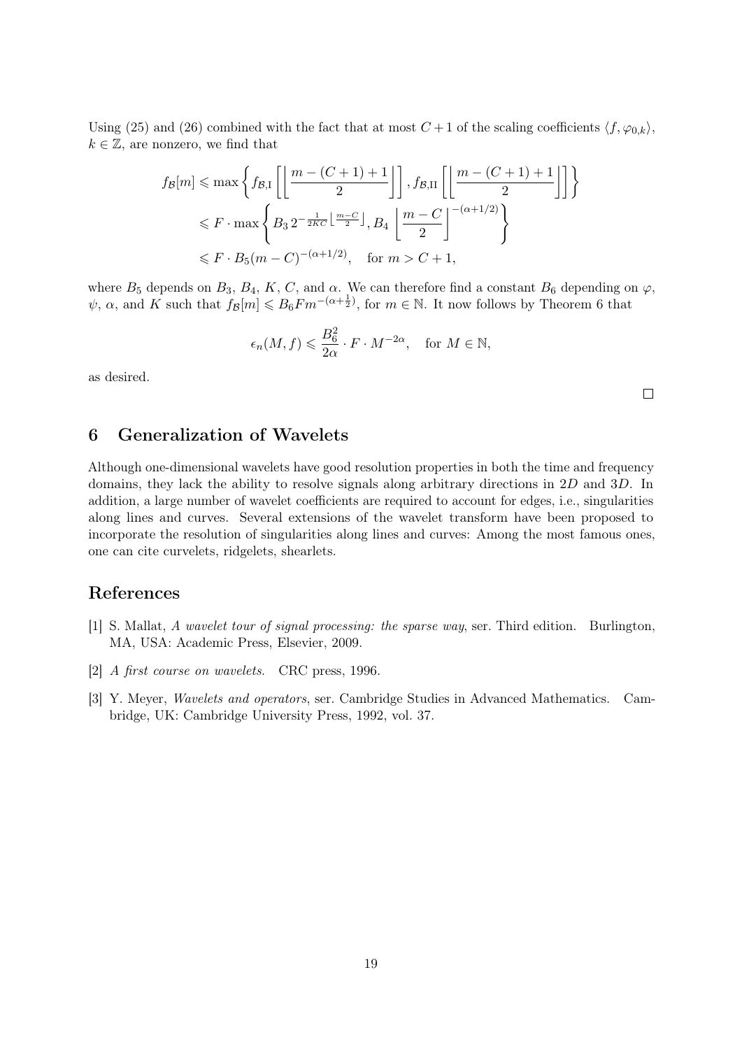Using (25) and (26) combined with the fact that at most $C+1$ of the scaling coefficients $\langle f, \varphi_{0,k} \rangle$, $k \in \mathbb{Z}$, are nonzero, we find that

$$
\begin{aligned}
f_{\mathcal{B}}[m] &\leqslant \max\left\{ f_{\mathcal{B},\mathrm{I}}\left[\left\lfloor \frac{m-(C+1)+1}{2} \right\rfloor\right], f_{\mathcal{B},\mathrm{II}}\left[\left\lfloor \frac{m-(C+1)+1}{2} \right\rfloor\right] \right\} \\
&\leqslant F \cdot \max\left\{ B_3\, 2^{-\frac{1}{2KC}\left\lfloor \frac{m-C}{2} \right\rfloor}, B_4 \left\lfloor \frac{m-C}{2} \right\rfloor^{-(\alpha+1/2)} \right\} \\
&\leqslant F \cdot B_5 (m-C)^{-(\alpha+1/2)}, \quad \text{for } m > C+1,
\end{aligned}
$$

where $B_5$ depends on $B_3$, $B_4$, $K$, $C$, and $\alpha$. We can therefore find a constant $B_6$ depending on $\varphi$, $\psi$, $\alpha$, and $K$ such that $f_{\mathcal{B}}[m] \leqslant B_6 F m^{-(\alpha+\frac{1}{2})}$, for $m \in \mathbb{N}$. It now follows by Theorem 6 that

$$
\epsilon_n(M, f) \leqslant \frac{B_6^2}{2\alpha} \cdot F \cdot M^{-2\alpha}, \quad \text{for } M \in \mathbb{N},
$$

as desired.

□

## 6 Generalization of Wavelets

Although one-dimensional wavelets have good resolution properties in both the time and frequency domains, they lack the ability to resolve signals along arbitrary directions in $2D$ and $3D$. In addition, a large number of wavelet coefficients are required to account for edges, i.e., singularities along lines and curves. Several extensions of the wavelet transform have been proposed to incorporate the resolution of singularities along lines and curves: Among the most famous ones, one can cite curvelets, ridgelets, shearlets.

## References

[1] S. Mallat, *A wavelet tour of signal processing: the sparse way*, ser. Third edition. Burlington, MA, USA: Academic Press, Elsevier, 2009.

[2] *A first course on wavelets*. CRC press, 1996.

[3] Y. Meyer, *Wavelets and operators*, ser. Cambridge Studies in Advanced Mathematics. Cambridge, UK: Cambridge University Press, 1992, vol. 37.